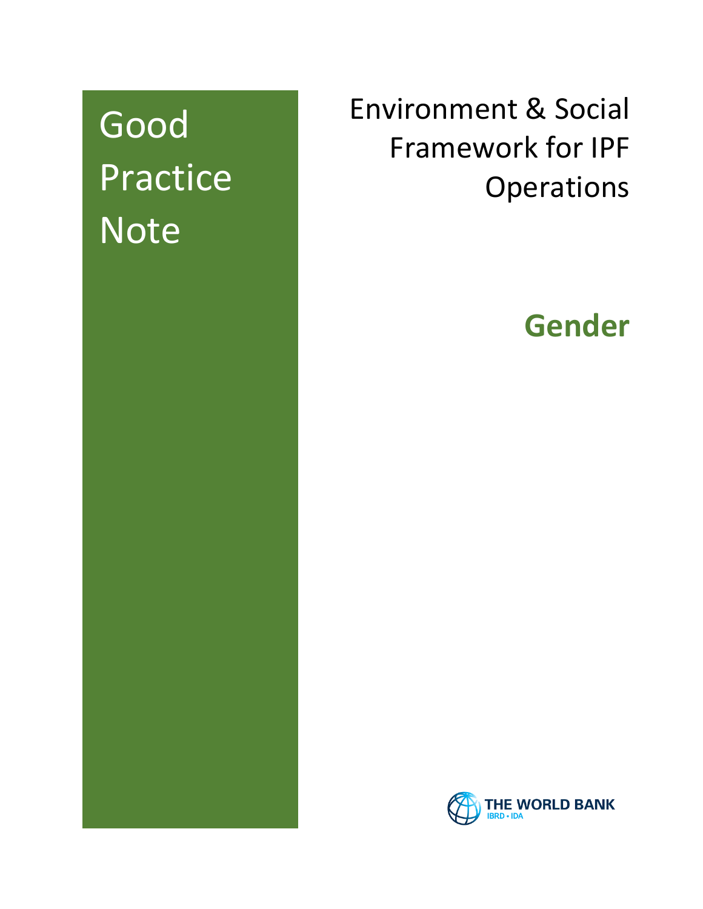# Good Practice Note

# Environment & Social Framework for IPF Operations

## Gender

THE WORLD BANK
IBRD • IDA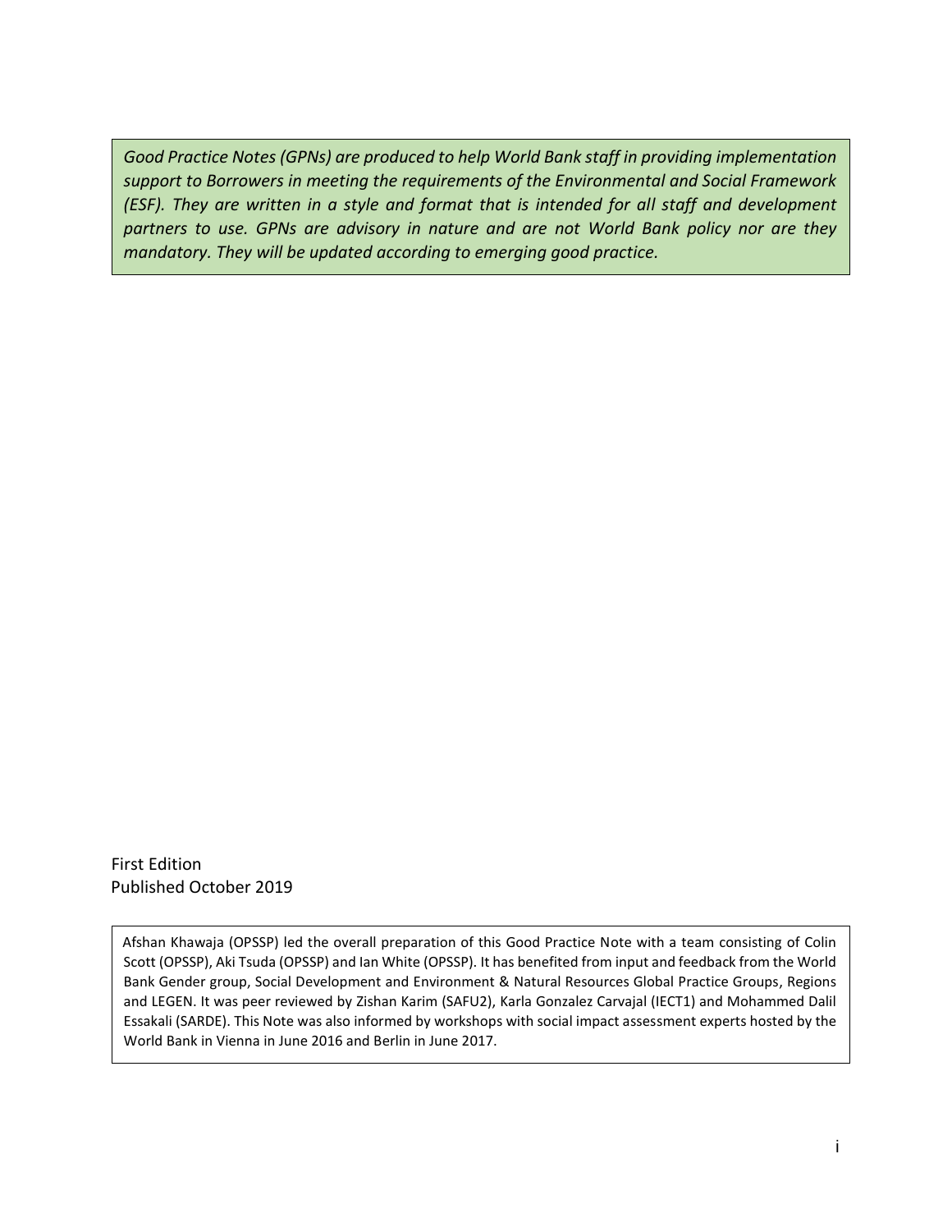*Good Practice Notes (GPNs) are produced to help World Bank staff in providing implementation support to Borrowers in meeting the requirements of the Environmental and Social Framework (ESF). They are written in a style and format that is intended for all staff and development partners to use. GPNs are advisory in nature and are not World Bank policy nor are they mandatory. They will be updated according to emerging good practice.*

First Edition
Published October 2019

Afshan Khawaja (OPSSP) led the overall preparation of this Good Practice Note with a team consisting of Colin Scott (OPSSP), Aki Tsuda (OPSSP) and Ian White (OPSSP). It has benefited from input and feedback from the World Bank Gender group, Social Development and Environment & Natural Resources Global Practice Groups, Regions and LEGEN. It was peer reviewed by Zishan Karim (SAFU2), Karla Gonzalez Carvajal (IECT1) and Mohammed Dalil Essakali (SARDE). This Note was also informed by workshops with social impact assessment experts hosted by the World Bank in Vienna in June 2016 and Berlin in June 2017.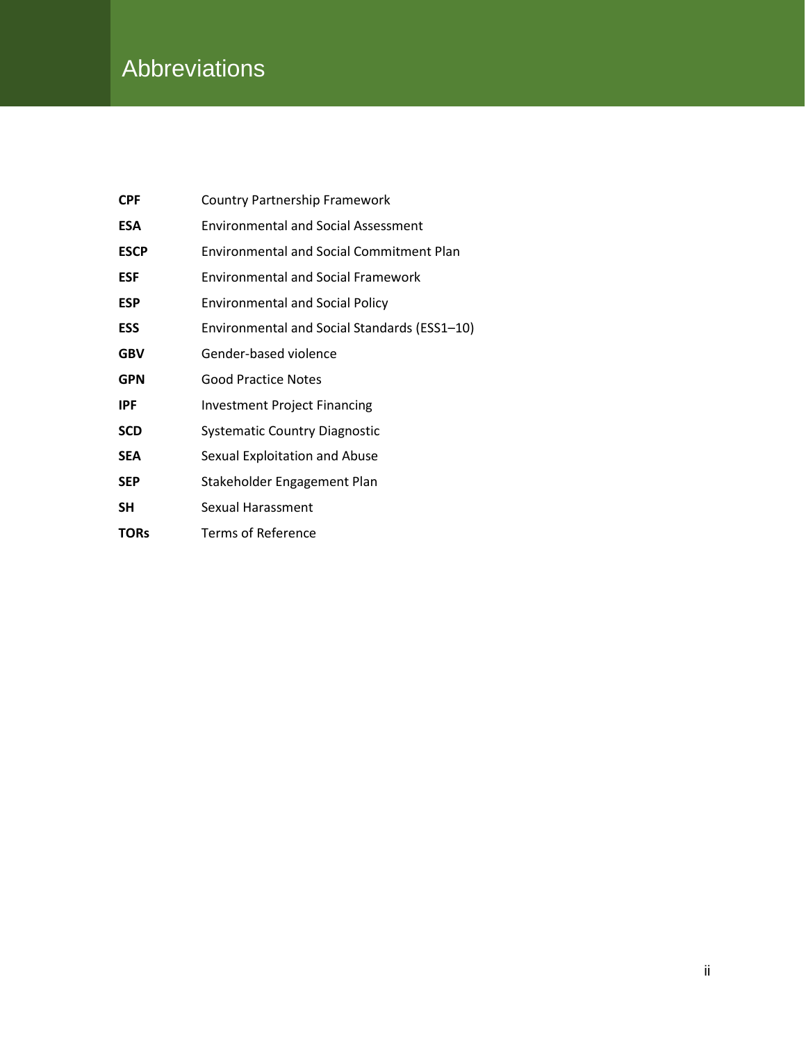# Abbreviations

| | |
|---|---|
| **CPF** | Country Partnership Framework |
| **ESA** | Environmental and Social Assessment |
| **ESCP** | Environmental and Social Commitment Plan |
| **ESF** | Environmental and Social Framework |
| **ESP** | Environmental and Social Policy |
| **ESS** | Environmental and Social Standards (ESS1–10) |
| **GBV** | Gender-based violence |
| **GPN** | Good Practice Notes |
| **IPF** | Investment Project Financing |
| **SCD** | Systematic Country Diagnostic |
| **SEA** | Sexual Exploitation and Abuse |
| **SEP** | Stakeholder Engagement Plan |
| **SH** | Sexual Harassment |
| **TORs** | Terms of Reference |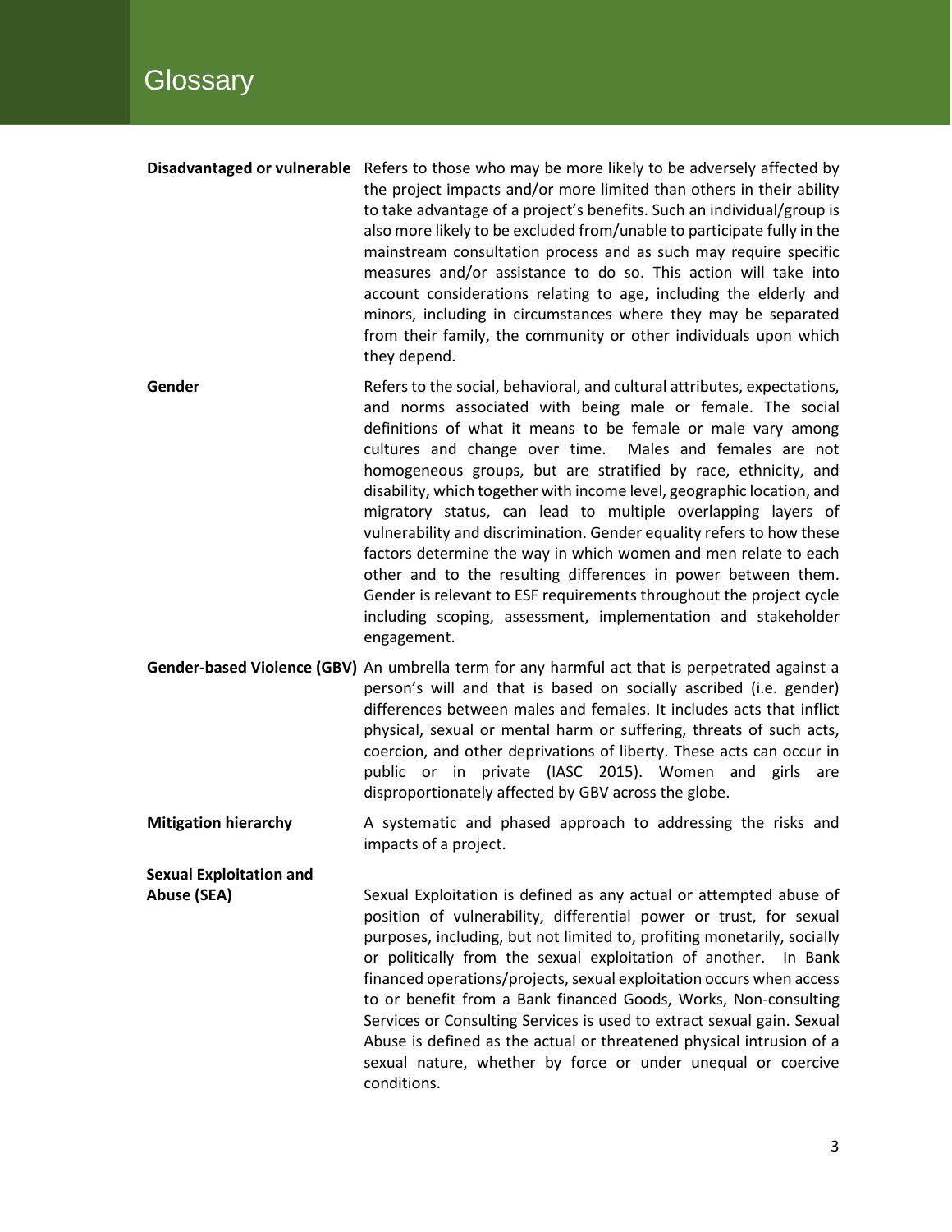# Glossary

**Disadvantaged or vulnerable** Refers to those who may be more likely to be adversely affected by the project impacts and/or more limited than others in their ability to take advantage of a project's benefits. Such an individual/group is also more likely to be excluded from/unable to participate fully in the mainstream consultation process and as such may require specific measures and/or assistance to do so. This action will take into account considerations relating to age, including the elderly and minors, including in circumstances where they may be separated from their family, the community or other individuals upon which they depend.

**Gender** Refers to the social, behavioral, and cultural attributes, expectations, and norms associated with being male or female. The social definitions of what it means to be female or male vary among cultures and change over time. Males and females are not homogeneous groups, but are stratified by race, ethnicity, and disability, which together with income level, geographic location, and migratory status, can lead to multiple overlapping layers of vulnerability and discrimination. Gender equality refers to how these factors determine the way in which women and men relate to each other and to the resulting differences in power between them. Gender is relevant to ESF requirements throughout the project cycle including scoping, assessment, implementation and stakeholder engagement.

**Gender-based Violence (GBV)** An umbrella term for any harmful act that is perpetrated against a person's will and that is based on socially ascribed (i.e. gender) differences between males and females. It includes acts that inflict physical, sexual or mental harm or suffering, threats of such acts, coercion, and other deprivations of liberty. These acts can occur in public or in private (IASC 2015). Women and girls are disproportionately affected by GBV across the globe.

**Mitigation hierarchy** A systematic and phased approach to addressing the risks and impacts of a project.

**Sexual Exploitation and Abuse (SEA)** Sexual Exploitation is defined as any actual or attempted abuse of position of vulnerability, differential power or trust, for sexual purposes, including, but not limited to, profiting monetarily, socially or politically from the sexual exploitation of another. In Bank financed operations/projects, sexual exploitation occurs when access to or benefit from a Bank financed Goods, Works, Non-consulting Services or Consulting Services is used to extract sexual gain. Sexual Abuse is defined as the actual or threatened physical intrusion of a sexual nature, whether by force or under unequal or coercive conditions.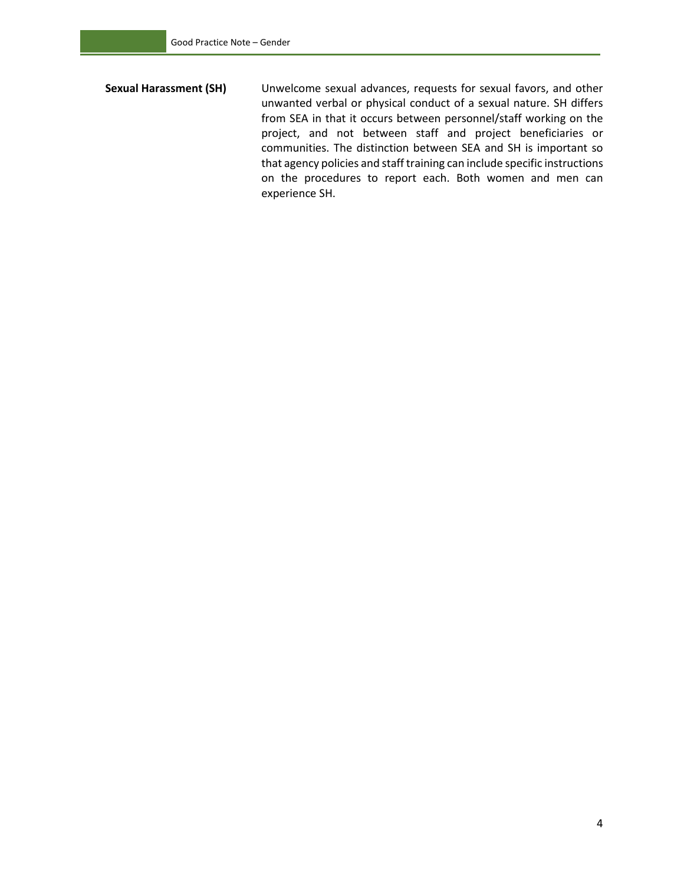| | |
|---|---|
| **Sexual Harassment (SH)** | Unwelcome sexual advances, requests for sexual favors, and other unwanted verbal or physical conduct of a sexual nature. SH differs from SEA in that it occurs between personnel/staff working on the project, and not between staff and project beneficiaries or communities. The distinction between SEA and SH is important so that agency policies and staff training can include specific instructions on the procedures to report each. Both women and men can experience SH. |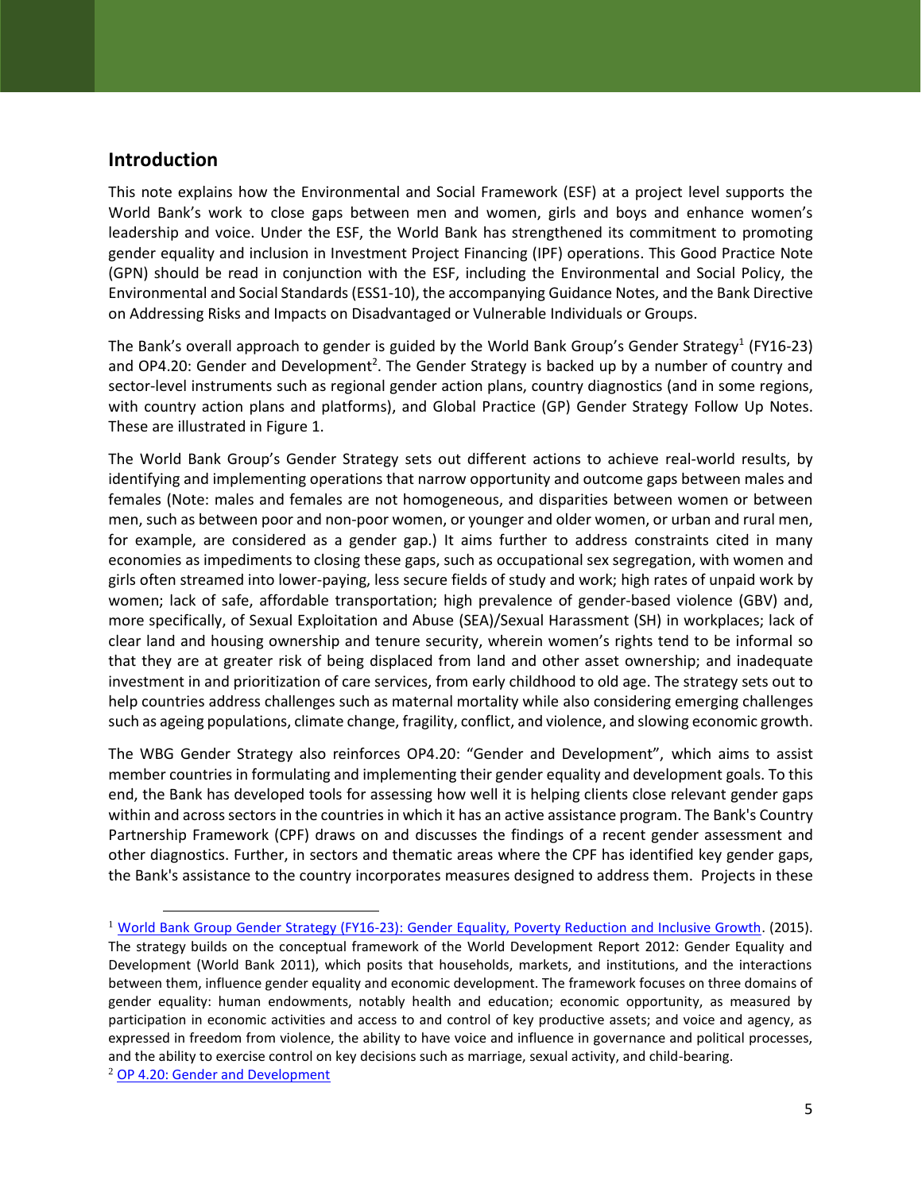## Introduction

This note explains how the Environmental and Social Framework (ESF) at a project level supports the World Bank's work to close gaps between men and women, girls and boys and enhance women's leadership and voice. Under the ESF, the World Bank has strengthened its commitment to promoting gender equality and inclusion in Investment Project Financing (IPF) operations. This Good Practice Note (GPN) should be read in conjunction with the ESF, including the Environmental and Social Policy, the Environmental and Social Standards (ESS1-10), the accompanying Guidance Notes, and the Bank Directive on Addressing Risks and Impacts on Disadvantaged or Vulnerable Individuals or Groups.

The Bank's overall approach to gender is guided by the World Bank Group's Gender Strategy[1] (FY16-23) and OP4.20: Gender and Development[2]. The Gender Strategy is backed up by a number of country and sector-level instruments such as regional gender action plans, country diagnostics (and in some regions, with country action plans and platforms), and Global Practice (GP) Gender Strategy Follow Up Notes. These are illustrated in Figure 1.

The World Bank Group's Gender Strategy sets out different actions to achieve real-world results, by identifying and implementing operations that narrow opportunity and outcome gaps between males and females (Note: males and females are not homogeneous, and disparities between women or between men, such as between poor and non-poor women, or younger and older women, or urban and rural men, for example, are considered as a gender gap.) It aims further to address constraints cited in many economies as impediments to closing these gaps, such as occupational sex segregation, with women and girls often streamed into lower-paying, less secure fields of study and work; high rates of unpaid work by women; lack of safe, affordable transportation; high prevalence of gender-based violence (GBV) and, more specifically, of Sexual Exploitation and Abuse (SEA)/Sexual Harassment (SH) in workplaces; lack of clear land and housing ownership and tenure security, wherein women's rights tend to be informal so that they are at greater risk of being displaced from land and other asset ownership; and inadequate investment in and prioritization of care services, from early childhood to old age. The strategy sets out to help countries address challenges such as maternal mortality while also considering emerging challenges such as ageing populations, climate change, fragility, conflict, and violence, and slowing economic growth.

The WBG Gender Strategy also reinforces OP4.20: "Gender and Development", which aims to assist member countries in formulating and implementing their gender equality and development goals. To this end, the Bank has developed tools for assessing how well it is helping clients close relevant gender gaps within and across sectors in the countries in which it has an active assistance program. The Bank's Country Partnership Framework (CPF) draws on and discusses the findings of a recent gender assessment and other diagnostics. Further, in sectors and thematic areas where the CPF has identified key gender gaps, the Bank's assistance to the country incorporates measures designed to address them. Projects in these

---

[1] World Bank Group Gender Strategy (FY16-23): Gender Equality, Poverty Reduction and Inclusive Growth. (2015). The strategy builds on the conceptual framework of the World Development Report 2012: Gender Equality and Development (World Bank 2011), which posits that households, markets, and institutions, and the interactions between them, influence gender equality and economic development. The framework focuses on three domains of gender equality: human endowments, notably health and education; economic opportunity, as measured by participation in economic activities and access to and control of key productive assets; and voice and agency, as expressed in freedom from violence, the ability to have voice and influence in governance and political processes, and the ability to exercise control on key decisions such as marriage, sexual activity, and child-bearing.

[2] OP 4.20: Gender and Development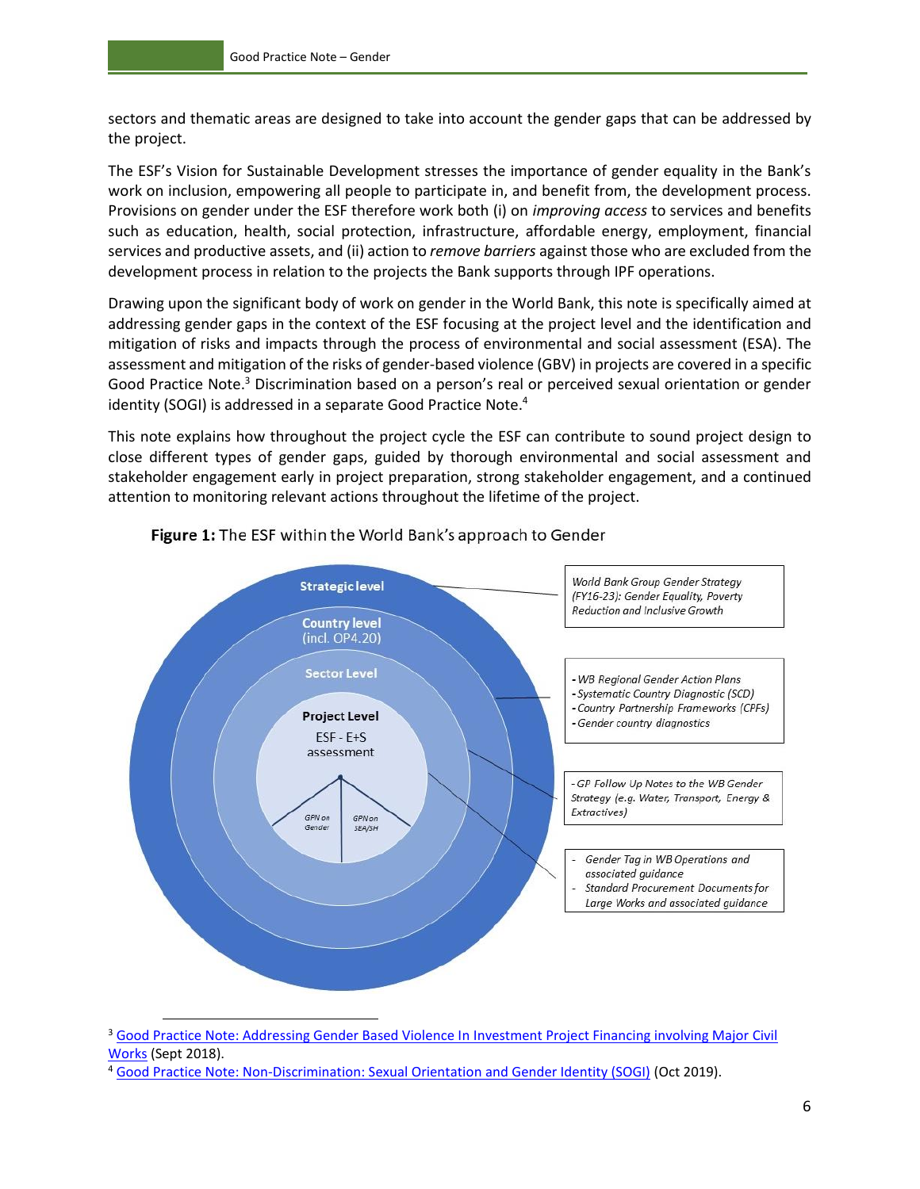sectors and thematic areas are designed to take into account the gender gaps that can be addressed by the project.

The ESF's Vision for Sustainable Development stresses the importance of gender equality in the Bank's work on inclusion, empowering all people to participate in, and benefit from, the development process. Provisions on gender under the ESF therefore work both (i) on *improving access* to services and benefits such as education, health, social protection, infrastructure, affordable energy, employment, financial services and productive assets, and (ii) action to *remove barriers* against those who are excluded from the development process in relation to the projects the Bank supports through IPF operations.

Drawing upon the significant body of work on gender in the World Bank, this note is specifically aimed at addressing gender gaps in the context of the ESF focusing at the project level and the identification and mitigation of risks and impacts through the process of environmental and social assessment (ESA). The assessment and mitigation of the risks of gender-based violence (GBV) in projects are covered in a specific Good Practice Note.[3] Discrimination based on a person's real or perceived sexual orientation or gender identity (SOGI) is addressed in a separate Good Practice Note.[4]

This note explains how throughout the project cycle the ESF can contribute to sound project design to close different types of gender gaps, guided by thorough environmental and social assessment and stakeholder engagement early in project preparation, strong stakeholder engagement, and a continued attention to monitoring relevant actions throughout the lifetime of the project.

**Figure 1:** The ESF within the World Bank's approach to Gender

Strategic level

Country level (incl. OP4.20)

Sector Level

Project Level
ESF - E+S assessment

GPN on Gender | GPN on SEA/SH

*World Bank Group Gender Strategy (FY16-23): Gender Equality, Poverty Reduction and Inclusive Growth*

- *WB Regional Gender Action Plans*
- *Systematic Country Diagnostic (SCD)*
- *Country Partnership Frameworks (CPFs)*
- *Gender country diagnostics*

- *GP Follow Up Notes to the WB Gender Strategy (e.g. Water, Transport, Energy & Extractives)*

- *Gender Tag in WB Operations and associated guidance*
- *Standard Procurement Documents for Large Works and associated guidance*

[3] Good Practice Note: Addressing Gender Based Violence In Investment Project Financing involving Major Civil Works (Sept 2018).

[4] Good Practice Note: Non-Discrimination: Sexual Orientation and Gender Identity (SOGI) (Oct 2019).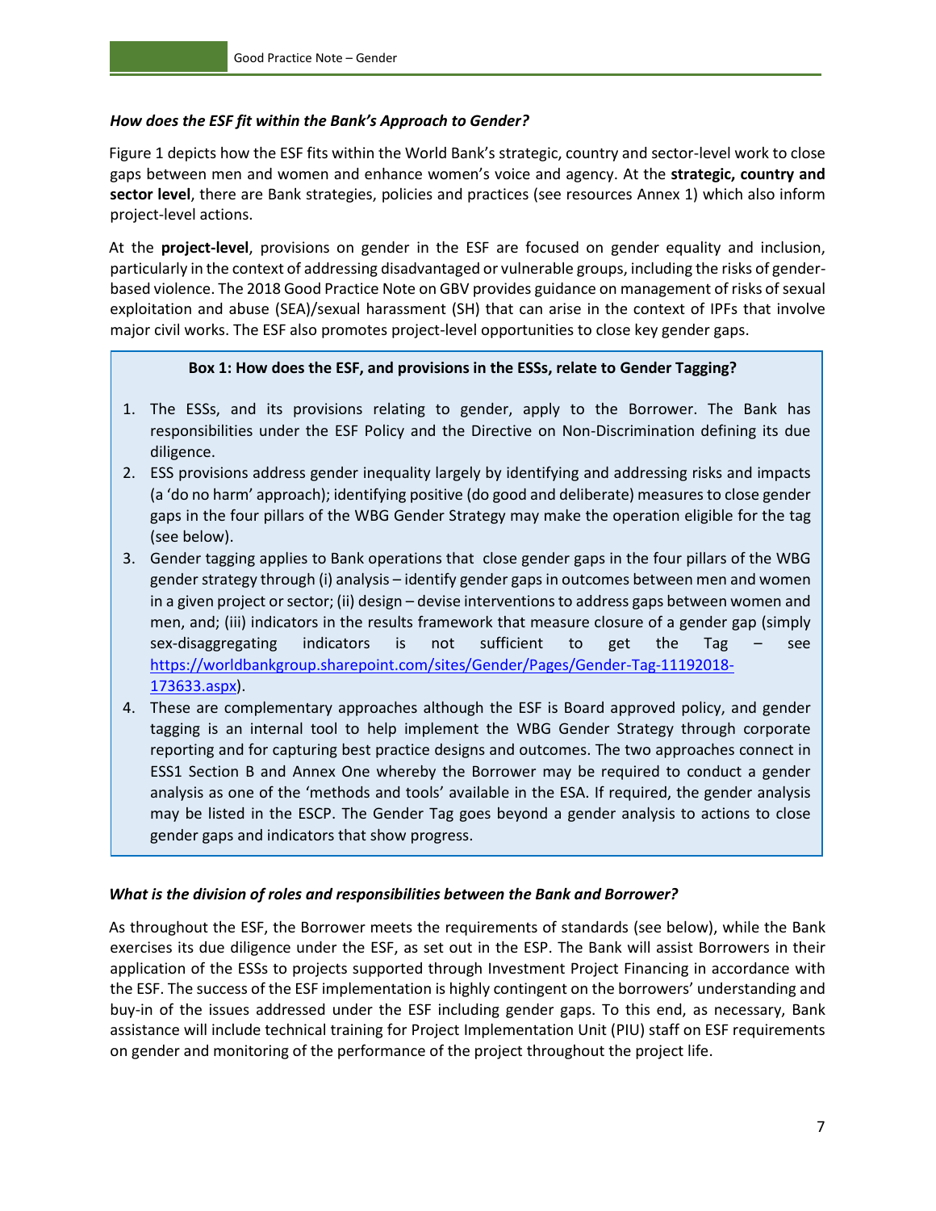### *How does the ESF fit within the Bank's Approach to Gender?*

Figure 1 depicts how the ESF fits within the World Bank's strategic, country and sector-level work to close gaps between men and women and enhance women's voice and agency. At the **strategic, country and sector level**, there are Bank strategies, policies and practices (see resources Annex 1) which also inform project-level actions.

At the **project-level**, provisions on gender in the ESF are focused on gender equality and inclusion, particularly in the context of addressing disadvantaged or vulnerable groups, including the risks of gender-based violence. The 2018 Good Practice Note on GBV provides guidance on management of risks of sexual exploitation and abuse (SEA)/sexual harassment (SH) that can arise in the context of IPFs that involve major civil works. The ESF also promotes project-level opportunities to close key gender gaps.

**Box 1: How does the ESF, and provisions in the ESSs, relate to Gender Tagging?**

1. The ESSs, and its provisions relating to gender, apply to the Borrower. The Bank has responsibilities under the ESF Policy and the Directive on Non-Discrimination defining its due diligence.
2. ESS provisions address gender inequality largely by identifying and addressing risks and impacts (a 'do no harm' approach); identifying positive (do good and deliberate) measures to close gender gaps in the four pillars of the WBG Gender Strategy may make the operation eligible for the tag (see below).
3. Gender tagging applies to Bank operations that close gender gaps in the four pillars of the WBG gender strategy through (i) analysis – identify gender gaps in outcomes between men and women in a given project or sector; (ii) design – devise interventions to address gaps between women and men, and; (iii) indicators in the results framework that measure closure of a gender gap (simply sex-disaggregating indicators is not sufficient to get the Tag – see https://worldbankgroup.sharepoint.com/sites/Gender/Pages/Gender-Tag-11192018-173633.aspx).
4. These are complementary approaches although the ESF is Board approved policy, and gender tagging is an internal tool to help implement the WBG Gender Strategy through corporate reporting and for capturing best practice designs and outcomes. The two approaches connect in ESS1 Section B and Annex One whereby the Borrower may be required to conduct a gender analysis as one of the 'methods and tools' available in the ESA. If required, the gender analysis may be listed in the ESCP. The Gender Tag goes beyond a gender analysis to actions to close gender gaps and indicators that show progress.

### *What is the division of roles and responsibilities between the Bank and Borrower?*

As throughout the ESF, the Borrower meets the requirements of standards (see below), while the Bank exercises its due diligence under the ESF, as set out in the ESP. The Bank will assist Borrowers in their application of the ESSs to projects supported through Investment Project Financing in accordance with the ESF. The success of the ESF implementation is highly contingent on the borrowers' understanding and buy-in of the issues addressed under the ESF including gender gaps. To this end, as necessary, Bank assistance will include technical training for Project Implementation Unit (PIU) staff on ESF requirements on gender and monitoring of the performance of the project throughout the project life.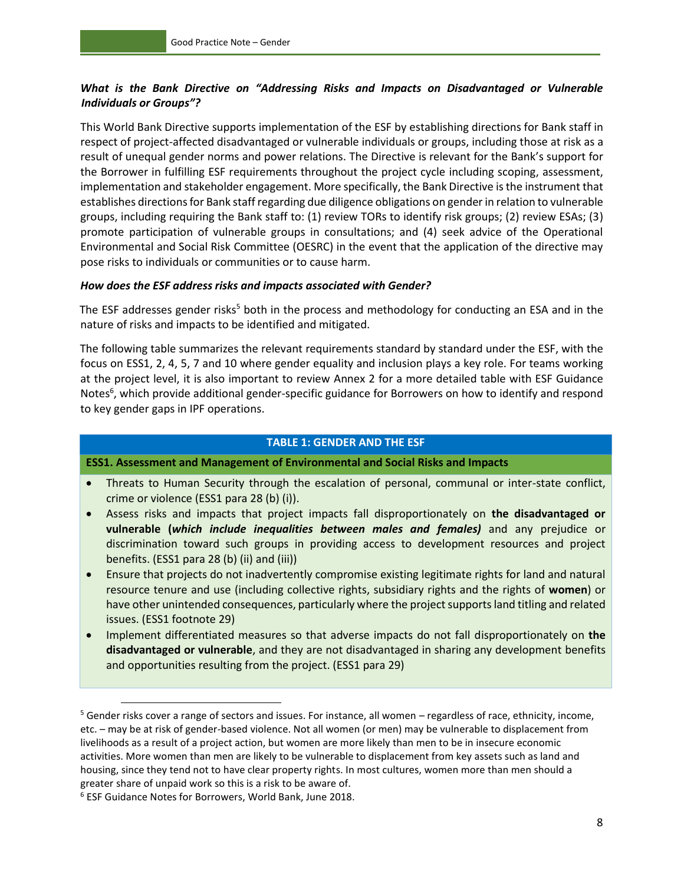***What is the Bank Directive on "Addressing Risks and Impacts on Disadvantaged or Vulnerable Individuals or Groups"?***

This World Bank Directive supports implementation of the ESF by establishing directions for Bank staff in respect of project-affected disadvantaged or vulnerable individuals or groups, including those at risk as a result of unequal gender norms and power relations. The Directive is relevant for the Bank's support for the Borrower in fulfilling ESF requirements throughout the project cycle including scoping, assessment, implementation and stakeholder engagement. More specifically, the Bank Directive is the instrument that establishes directions for Bank staff regarding due diligence obligations on gender in relation to vulnerable groups, including requiring the Bank staff to: (1) review TORs to identify risk groups; (2) review ESAs; (3) promote participation of vulnerable groups in consultations; and (4) seek advice of the Operational Environmental and Social Risk Committee (OESRC) in the event that the application of the directive may pose risks to individuals or communities or to cause harm.

***How does the ESF address risks and impacts associated with Gender?***

The ESF addresses gender risks[5] both in the process and methodology for conducting an ESA and in the nature of risks and impacts to be identified and mitigated.

The following table summarizes the relevant requirements standard by standard under the ESF, with the focus on ESS1, 2, 4, 5, 7 and 10 where gender equality and inclusion plays a key role. For teams working at the project level, it is also important to review Annex 2 for a more detailed table with ESF Guidance Notes[6], which provide additional gender-specific guidance for Borrowers on how to identify and respond to key gender gaps in IPF operations.

| **TABLE 1: GENDER AND THE ESF** |
|---|
| **ESS1. Assessment and Management of Environmental and Social Risks and Impacts** |
| • Threats to Human Security through the escalation of personal, communal or inter-state conflict, crime or violence (ESS1 para 28 (b) (i)).<br>• Assess risks and impacts that project impacts fall disproportionately on **the disadvantaged or vulnerable (*which include inequalities between males and females)*** and any prejudice or discrimination toward such groups in providing access to development resources and project benefits. (ESS1 para 28 (b) (ii) and (iii))<br>• Ensure that projects do not inadvertently compromise existing legitimate rights for land and natural resource tenure and use (including collective rights, subsidiary rights and the rights of **women**) or have other unintended consequences, particularly where the project supports land titling and related issues. (ESS1 footnote 29)<br>• Implement differentiated measures so that adverse impacts do not fall disproportionately on **the disadvantaged or vulnerable**, and they are not disadvantaged in sharing any development benefits and opportunities resulting from the project. (ESS1 para 29) |

[5] Gender risks cover a range of sectors and issues. For instance, all women – regardless of race, ethnicity, income, etc. – may be at risk of gender-based violence. Not all women (or men) may be vulnerable to displacement from livelihoods as a result of a project action, but women are more likely than men to be in insecure economic activities. More women than men are likely to be vulnerable to displacement from key assets such as land and housing, since they tend not to have clear property rights. In most cultures, women more than men should a greater share of unpaid work so this is a risk to be aware of.

[6] ESF Guidance Notes for Borrowers, World Bank, June 2018.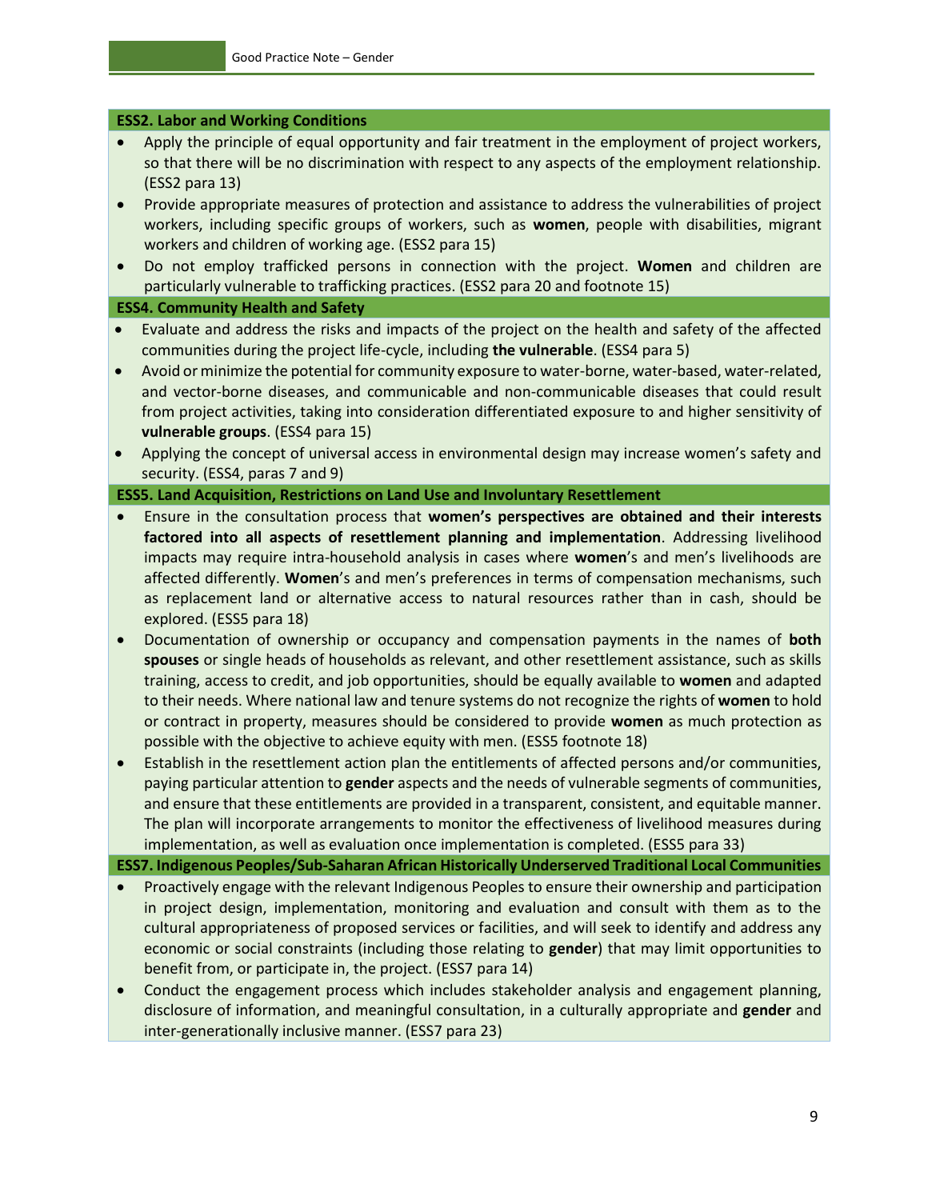**ESS2. Labor and Working Conditions**

- Apply the principle of equal opportunity and fair treatment in the employment of project workers, so that there will be no discrimination with respect to any aspects of the employment relationship. (ESS2 para 13)
- Provide appropriate measures of protection and assistance to address the vulnerabilities of project workers, including specific groups of workers, such as **women**, people with disabilities, migrant workers and children of working age. (ESS2 para 15)
- Do not employ trafficked persons in connection with the project. **Women** and children are particularly vulnerable to trafficking practices. (ESS2 para 20 and footnote 15)

**ESS4. Community Health and Safety**

- Evaluate and address the risks and impacts of the project on the health and safety of the affected communities during the project life-cycle, including **the vulnerable**. (ESS4 para 5)
- Avoid or minimize the potential for community exposure to water-borne, water-based, water-related, and vector-borne diseases, and communicable and non-communicable diseases that could result from project activities, taking into consideration differentiated exposure to and higher sensitivity of **vulnerable groups**. (ESS4 para 15)
- Applying the concept of universal access in environmental design may increase women's safety and security. (ESS4, paras 7 and 9)

**ESS5. Land Acquisition, Restrictions on Land Use and Involuntary Resettlement**

- Ensure in the consultation process that **women's perspectives are obtained and their interests factored into all aspects of resettlement planning and implementation**. Addressing livelihood impacts may require intra-household analysis in cases where **women**'s and men's livelihoods are affected differently. **Women**'s and men's preferences in terms of compensation mechanisms, such as replacement land or alternative access to natural resources rather than in cash, should be explored. (ESS5 para 18)
- Documentation of ownership or occupancy and compensation payments in the names of **both spouses** or single heads of households as relevant, and other resettlement assistance, such as skills training, access to credit, and job opportunities, should be equally available to **women** and adapted to their needs. Where national law and tenure systems do not recognize the rights of **women** to hold or contract in property, measures should be considered to provide **women** as much protection as possible with the objective to achieve equity with men. (ESS5 footnote 18)
- Establish in the resettlement action plan the entitlements of affected persons and/or communities, paying particular attention to **gender** aspects and the needs of vulnerable segments of communities, and ensure that these entitlements are provided in a transparent, consistent, and equitable manner. The plan will incorporate arrangements to monitor the effectiveness of livelihood measures during implementation, as well as evaluation once implementation is completed. (ESS5 para 33)

**ESS7. Indigenous Peoples/Sub-Saharan African Historically Underserved Traditional Local Communities**

- Proactively engage with the relevant Indigenous Peoples to ensure their ownership and participation in project design, implementation, monitoring and evaluation and consult with them as to the cultural appropriateness of proposed services or facilities, and will seek to identify and address any economic or social constraints (including those relating to **gender**) that may limit opportunities to benefit from, or participate in, the project. (ESS7 para 14)
- Conduct the engagement process which includes stakeholder analysis and engagement planning, disclosure of information, and meaningful consultation, in a culturally appropriate and **gender** and inter-generationally inclusive manner. (ESS7 para 23)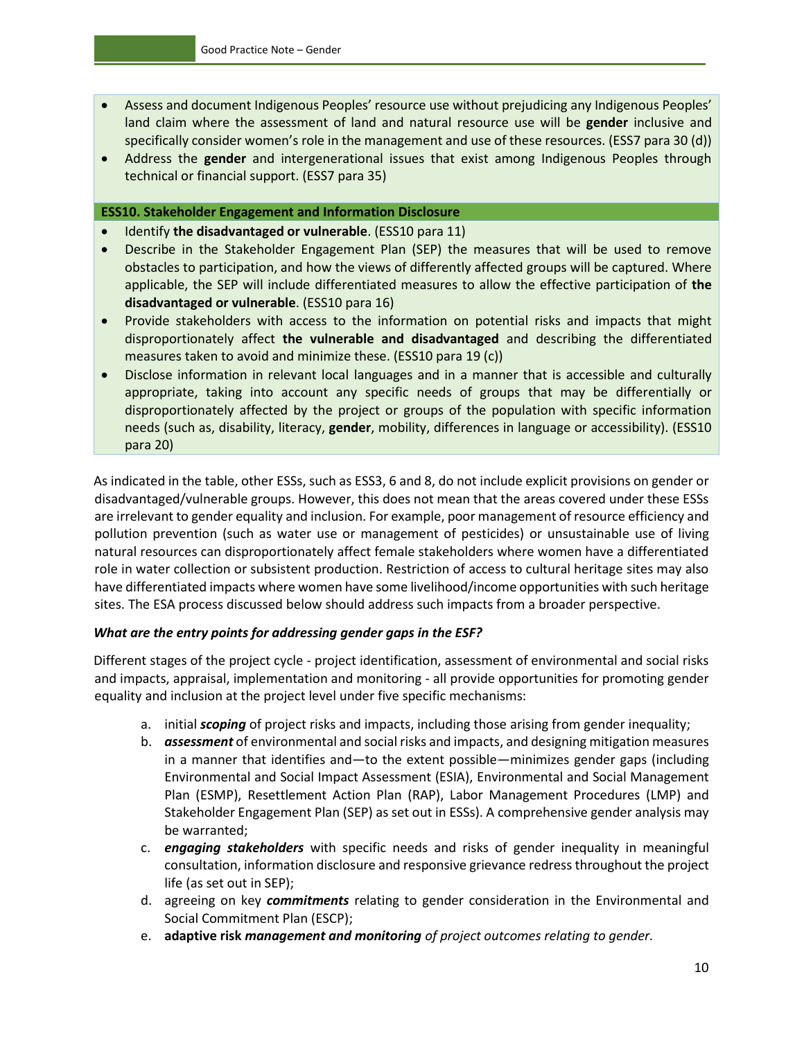- Assess and document Indigenous Peoples' resource use without prejudicing any Indigenous Peoples' land claim where the assessment of land and natural resource use will be **gender** inclusive and specifically consider women's role in the management and use of these resources. (ESS7 para 30 (d))
- Address the **gender** and intergenerational issues that exist among Indigenous Peoples through technical or financial support. (ESS7 para 35)

**ESS10. Stakeholder Engagement and Information Disclosure**

- Identify **the disadvantaged or vulnerable**. (ESS10 para 11)
- Describe in the Stakeholder Engagement Plan (SEP) the measures that will be used to remove obstacles to participation, and how the views of differently affected groups will be captured. Where applicable, the SEP will include differentiated measures to allow the effective participation of **the disadvantaged or vulnerable**. (ESS10 para 16)
- Provide stakeholders with access to the information on potential risks and impacts that might disproportionately affect **the vulnerable and disadvantaged** and describing the differentiated measures taken to avoid and minimize these. (ESS10 para 19 (c))
- Disclose information in relevant local languages and in a manner that is accessible and culturally appropriate, taking into account any specific needs of groups that may be differentially or disproportionately affected by the project or groups of the population with specific information needs (such as, disability, literacy, **gender**, mobility, differences in language or accessibility). (ESS10 para 20)

As indicated in the table, other ESSs, such as ESS3, 6 and 8, do not include explicit provisions on gender or disadvantaged/vulnerable groups. However, this does not mean that the areas covered under these ESSs are irrelevant to gender equality and inclusion. For example, poor management of resource efficiency and pollution prevention (such as water use or management of pesticides) or unsustainable use of living natural resources can disproportionately affect female stakeholders where women have a differentiated role in water collection or subsistent production. Restriction of access to cultural heritage sites may also have differentiated impacts where women have some livelihood/income opportunities with such heritage sites. The ESA process discussed below should address such impacts from a broader perspective.

***What are the entry points for addressing gender gaps in the ESF?***

Different stages of the project cycle - project identification, assessment of environmental and social risks and impacts, appraisal, implementation and monitoring - all provide opportunities for promoting gender equality and inclusion at the project level under five specific mechanisms:

a. initial ***scoping*** of project risks and impacts, including those arising from gender inequality;
b. ***assessment*** of environmental and social risks and impacts, and designing mitigation measures in a manner that identifies and—to the extent possible—minimizes gender gaps (including Environmental and Social Impact Assessment (ESIA), Environmental and Social Management Plan (ESMP), Resettlement Action Plan (RAP), Labor Management Procedures (LMP) and Stakeholder Engagement Plan (SEP) as set out in ESSs). A comprehensive gender analysis may be warranted;
c. ***engaging stakeholders*** with specific needs and risks of gender inequality in meaningful consultation, information disclosure and responsive grievance redress throughout the project life (as set out in SEP);
d. agreeing on key ***commitments*** relating to gender consideration in the Environmental and Social Commitment Plan (ESCP);
e. **adaptive risk** ***management and monitoring*** *of project outcomes relating to gender.*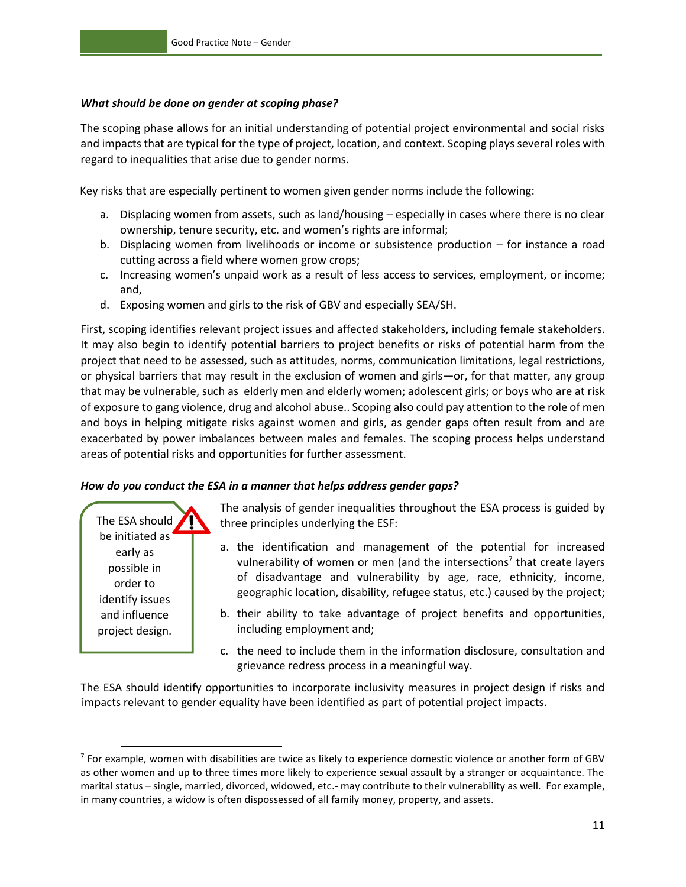***What should be done on gender at scoping phase?***

The scoping phase allows for an initial understanding of potential project environmental and social risks and impacts that are typical for the type of project, location, and context. Scoping plays several roles with regard to inequalities that arise due to gender norms.

Key risks that are especially pertinent to women given gender norms include the following:

a. Displacing women from assets, such as land/housing – especially in cases where there is no clear ownership, tenure security, etc. and women's rights are informal;
b. Displacing women from livelihoods or income or subsistence production – for instance a road cutting across a field where women grow crops;
c. Increasing women's unpaid work as a result of less access to services, employment, or income; and,
d. Exposing women and girls to the risk of GBV and especially SEA/SH.

First, scoping identifies relevant project issues and affected stakeholders, including female stakeholders. It may also begin to identify potential barriers to project benefits or risks of potential harm from the project that need to be assessed, such as attitudes, norms, communication limitations, legal restrictions, or physical barriers that may result in the exclusion of women and girls—or, for that matter, any group that may be vulnerable, such as elderly men and elderly women; adolescent girls; or boys who are at risk of exposure to gang violence, drug and alcohol abuse.. Scoping also could pay attention to the role of men and boys in helping mitigate risks against women and girls, as gender gaps often result from and are exacerbated by power imbalances between males and females. The scoping process helps understand areas of potential risks and opportunities for further assessment.

***How do you conduct the ESA in a manner that helps address gender gaps?***

> The ESA should be initiated as early as possible in order to identify issues and influence project design.

The analysis of gender inequalities throughout the ESA process is guided by three principles underlying the ESF:

a. the identification and management of the potential for increased vulnerability of women or men (and the intersections[7] that create layers of disadvantage and vulnerability by age, race, ethnicity, income, geographic location, disability, refugee status, etc.) caused by the project;
b. their ability to take advantage of project benefits and opportunities, including employment and;
c. the need to include them in the information disclosure, consultation and grievance redress process in a meaningful way.

The ESA should identify opportunities to incorporate inclusivity measures in project design if risks and impacts relevant to gender equality have been identified as part of potential project impacts.

[7] For example, women with disabilities are twice as likely to experience domestic violence or another form of GBV as other women and up to three times more likely to experience sexual assault by a stranger or acquaintance. The marital status – single, married, divorced, widowed, etc.- may contribute to their vulnerability as well. For example, in many countries, a widow is often dispossessed of all family money, property, and assets.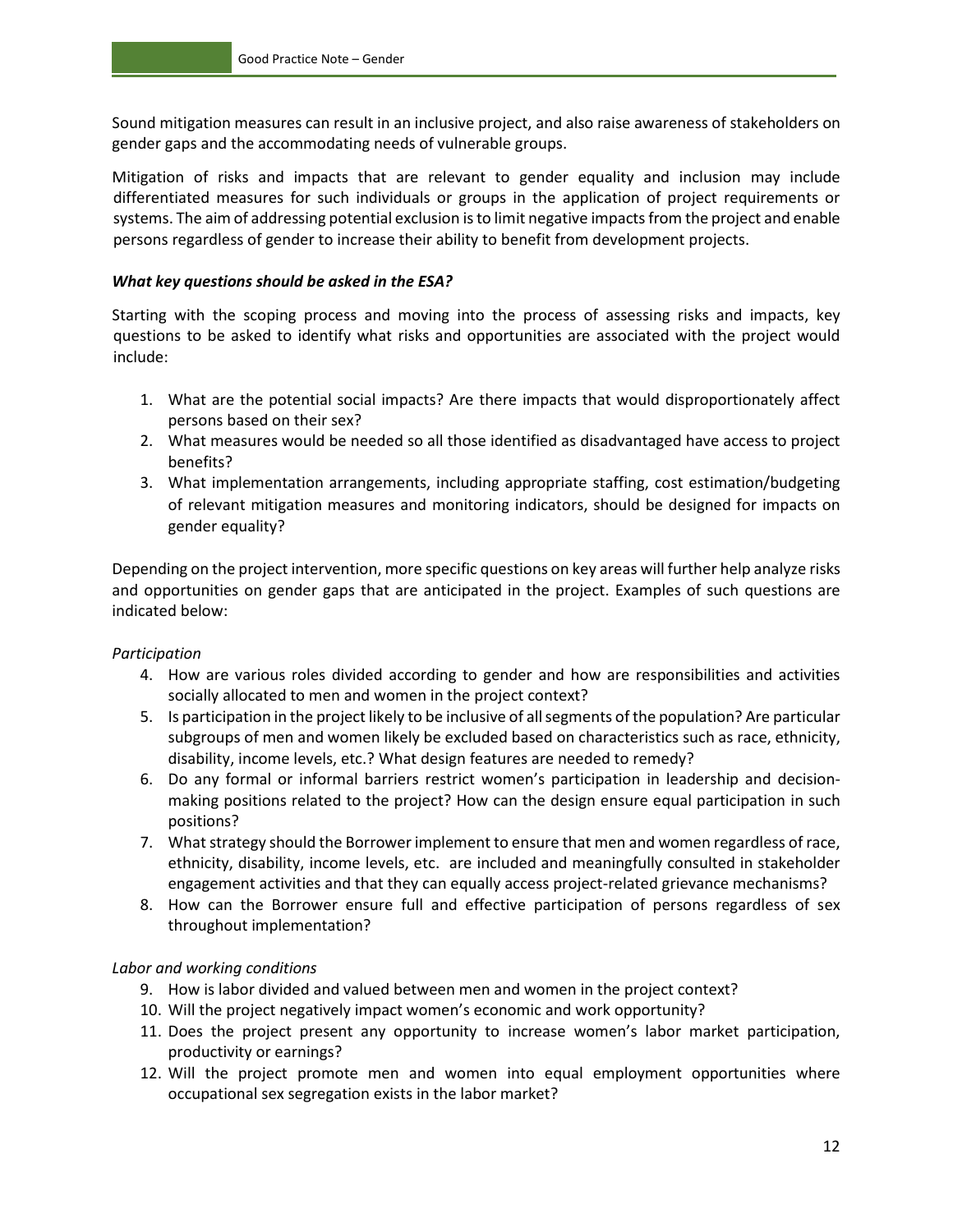Sound mitigation measures can result in an inclusive project, and also raise awareness of stakeholders on gender gaps and the accommodating needs of vulnerable groups.

Mitigation of risks and impacts that are relevant to gender equality and inclusion may include differentiated measures for such individuals or groups in the application of project requirements or systems. The aim of addressing potential exclusion is to limit negative impacts from the project and enable persons regardless of gender to increase their ability to benefit from development projects.

***What key questions should be asked in the ESA?***

Starting with the scoping process and moving into the process of assessing risks and impacts, key questions to be asked to identify what risks and opportunities are associated with the project would include:

1. What are the potential social impacts? Are there impacts that would disproportionately affect persons based on their sex?
2. What measures would be needed so all those identified as disadvantaged have access to project benefits?
3. What implementation arrangements, including appropriate staffing, cost estimation/budgeting of relevant mitigation measures and monitoring indicators, should be designed for impacts on gender equality?

Depending on the project intervention, more specific questions on key areas will further help analyze risks and opportunities on gender gaps that are anticipated in the project. Examples of such questions are indicated below:

*Participation*

4. How are various roles divided according to gender and how are responsibilities and activities socially allocated to men and women in the project context?
5. Is participation in the project likely to be inclusive of all segments of the population? Are particular subgroups of men and women likely be excluded based on characteristics such as race, ethnicity, disability, income levels, etc.? What design features are needed to remedy?
6. Do any formal or informal barriers restrict women's participation in leadership and decision-making positions related to the project? How can the design ensure equal participation in such positions?
7. What strategy should the Borrower implement to ensure that men and women regardless of race, ethnicity, disability, income levels, etc. are included and meaningfully consulted in stakeholder engagement activities and that they can equally access project-related grievance mechanisms?
8. How can the Borrower ensure full and effective participation of persons regardless of sex throughout implementation?

*Labor and working conditions*

9. How is labor divided and valued between men and women in the project context?
10. Will the project negatively impact women's economic and work opportunity?
11. Does the project present any opportunity to increase women's labor market participation, productivity or earnings?
12. Will the project promote men and women into equal employment opportunities where occupational sex segregation exists in the labor market?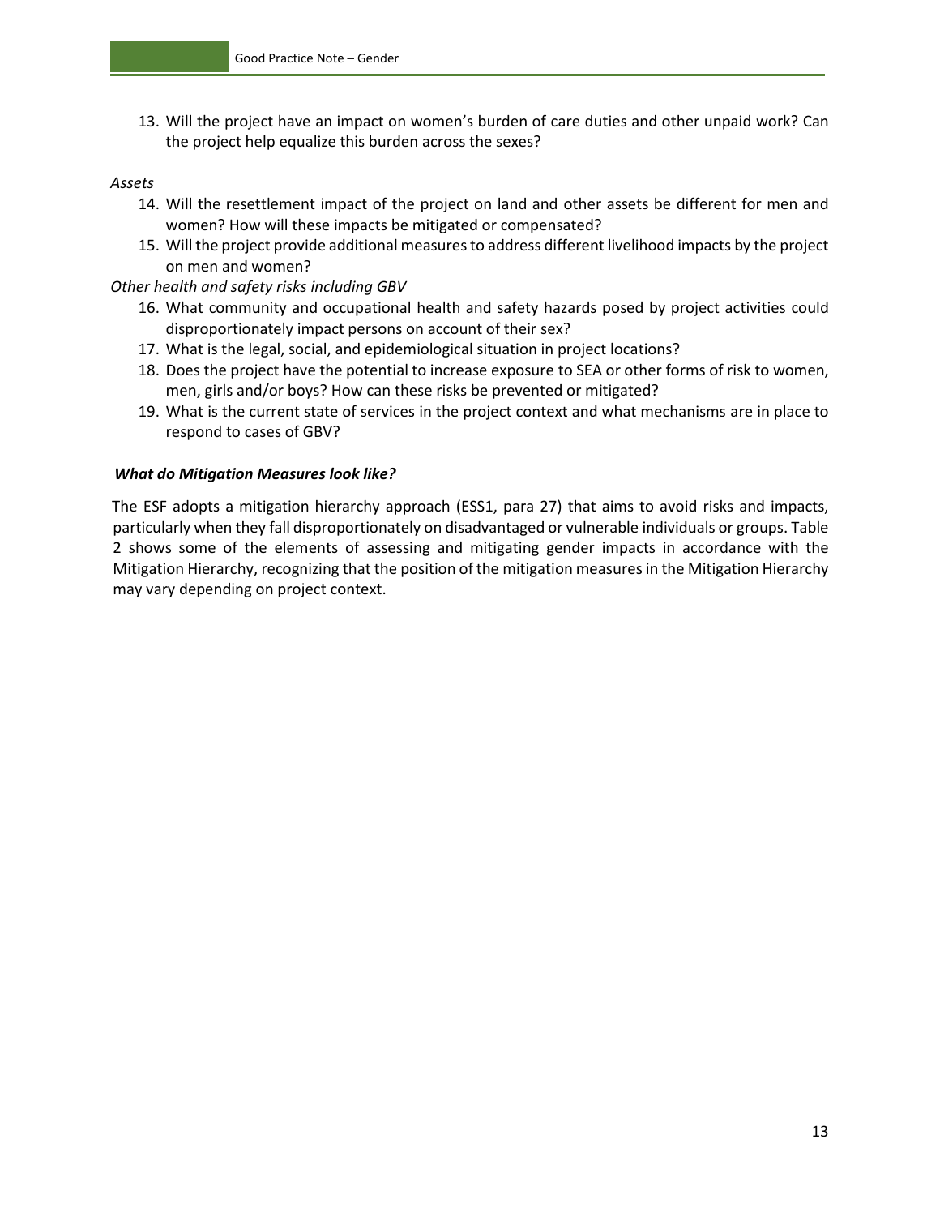13. Will the project have an impact on women's burden of care duties and other unpaid work? Can the project help equalize this burden across the sexes?

*Assets*

14. Will the resettlement impact of the project on land and other assets be different for men and women? How will these impacts be mitigated or compensated?
15. Will the project provide additional measures to address different livelihood impacts by the project on men and women?

*Other health and safety risks including GBV*

16. What community and occupational health and safety hazards posed by project activities could disproportionately impact persons on account of their sex?
17. What is the legal, social, and epidemiological situation in project locations?
18. Does the project have the potential to increase exposure to SEA or other forms of risk to women, men, girls and/or boys? How can these risks be prevented or mitigated?
19. What is the current state of services in the project context and what mechanisms are in place to respond to cases of GBV?

***What do Mitigation Measures look like?***

The ESF adopts a mitigation hierarchy approach (ESS1, para 27) that aims to avoid risks and impacts, particularly when they fall disproportionately on disadvantaged or vulnerable individuals or groups. Table 2 shows some of the elements of assessing and mitigating gender impacts in accordance with the Mitigation Hierarchy, recognizing that the position of the mitigation measures in the Mitigation Hierarchy may vary depending on project context.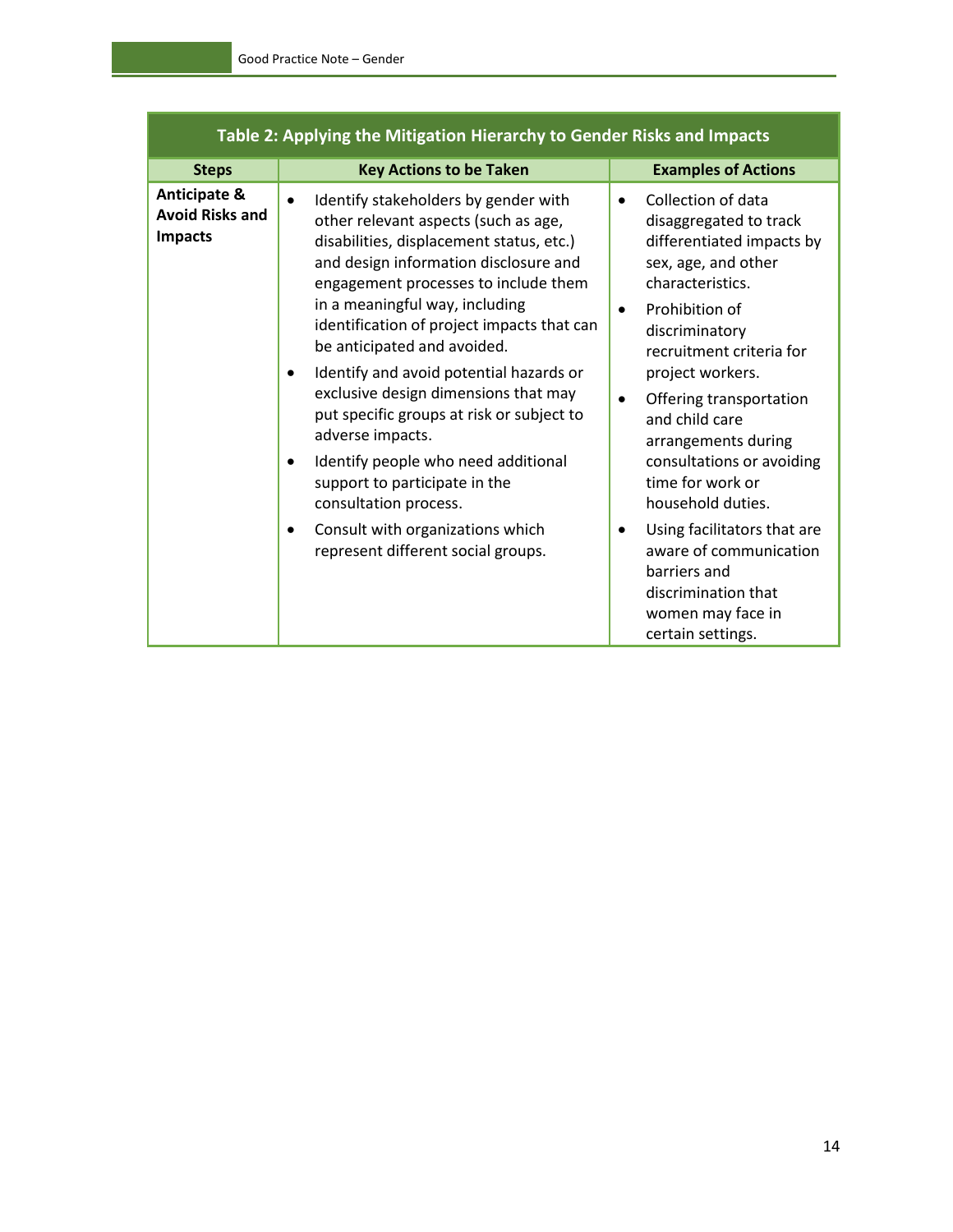**Table 2: Applying the Mitigation Hierarchy to Gender Risks and Impacts**

| Steps | Key Actions to be Taken | Examples of Actions |
|---|---|---|
| **Anticipate & Avoid Risks and Impacts** | • Identify stakeholders by gender with other relevant aspects (such as age, disabilities, displacement status, etc.) and design information disclosure and engagement processes to include them in a meaningful way, including identification of project impacts that can be anticipated and avoided.<br>• Identify and avoid potential hazards or exclusive design dimensions that may put specific groups at risk or subject to adverse impacts.<br>• Identify people who need additional support to participate in the consultation process.<br>• Consult with organizations which represent different social groups. | • Collection of data disaggregated to track differentiated impacts by sex, age, and other characteristics.<br>• Prohibition of discriminatory recruitment criteria for project workers.<br>• Offering transportation and child care arrangements during consultations or avoiding time for work or household duties.<br>• Using facilitators that are aware of communication barriers and discrimination that women may face in certain settings. |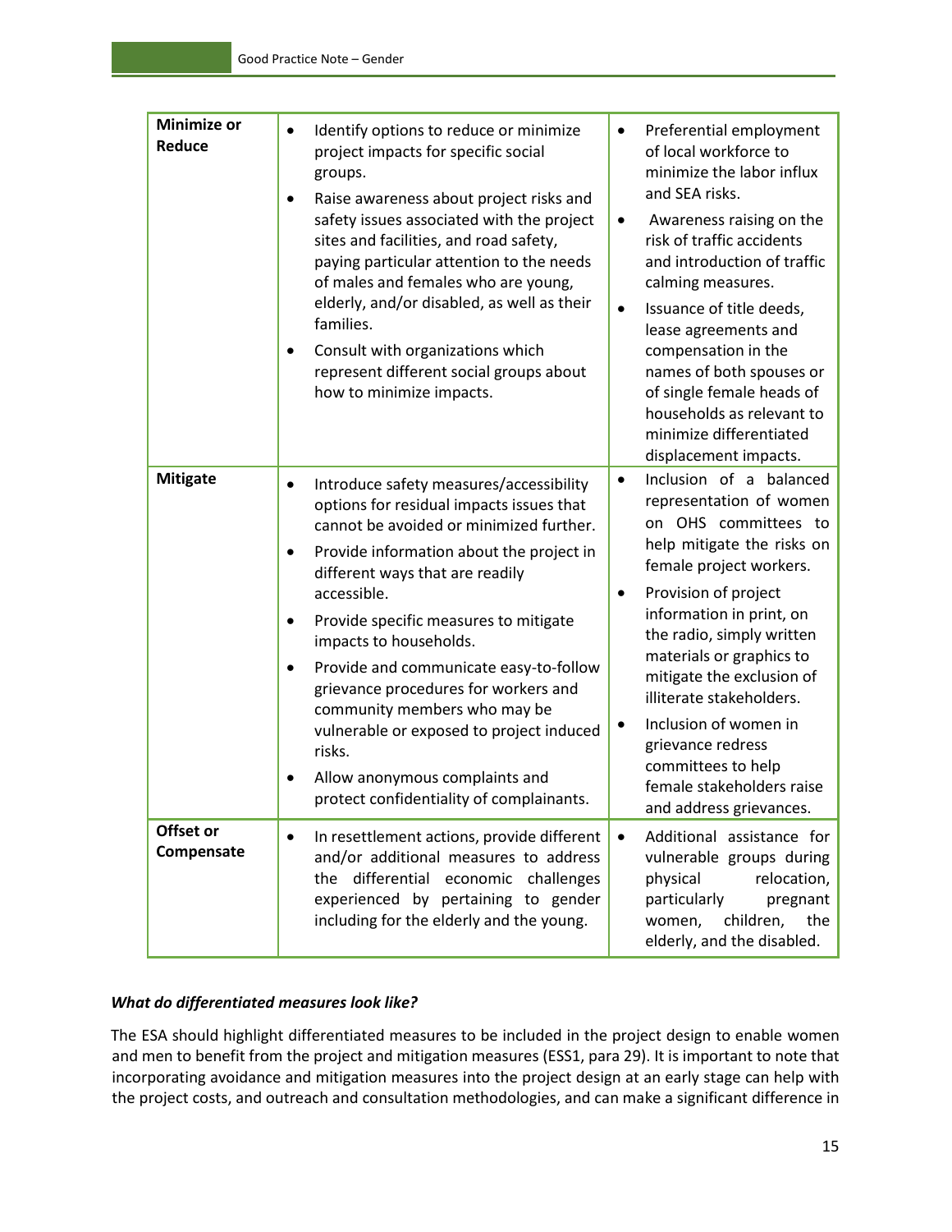| | | |
|---|---|---|
| **Minimize or Reduce** | • Identify options to reduce or minimize project impacts for specific social groups.<br>• Raise awareness about project risks and safety issues associated with the project sites and facilities, and road safety, paying particular attention to the needs of males and females who are young, elderly, and/or disabled, as well as their families.<br>• Consult with organizations which represent different social groups about how to minimize impacts. | • Preferential employment of local workforce to minimize the labor influx and SEA risks.<br>• Awareness raising on the risk of traffic accidents and introduction of traffic calming measures.<br>• Issuance of title deeds, lease agreements and compensation in the names of both spouses or of single female heads of households as relevant to minimize differentiated displacement impacts. |
| **Mitigate** | • Introduce safety measures/accessibility options for residual impacts issues that cannot be avoided or minimized further.<br>• Provide information about the project in different ways that are readily accessible.<br>• Provide specific measures to mitigate impacts to households.<br>• Provide and communicate easy-to-follow grievance procedures for workers and community members who may be vulnerable or exposed to project induced risks.<br>• Allow anonymous complaints and protect confidentiality of complainants. | • Inclusion of a balanced representation of women on OHS committees to help mitigate the risks on female project workers.<br>• Provision of project information in print, on the radio, simply written materials or graphics to mitigate the exclusion of illiterate stakeholders.<br>• Inclusion of women in grievance redress committees to help female stakeholders raise and address grievances. |
| **Offset or Compensate** | • In resettlement actions, provide different and/or additional measures to address the differential economic challenges experienced by pertaining to gender including for the elderly and the young. | • Additional assistance for vulnerable groups during physical relocation, particularly pregnant women, children, the elderly, and the disabled. |

***What do differentiated measures look like?***

The ESA should highlight differentiated measures to be included in the project design to enable women and men to benefit from the project and mitigation measures (ESS1, para 29). It is important to note that incorporating avoidance and mitigation measures into the project design at an early stage can help with the project costs, and outreach and consultation methodologies, and can make a significant difference in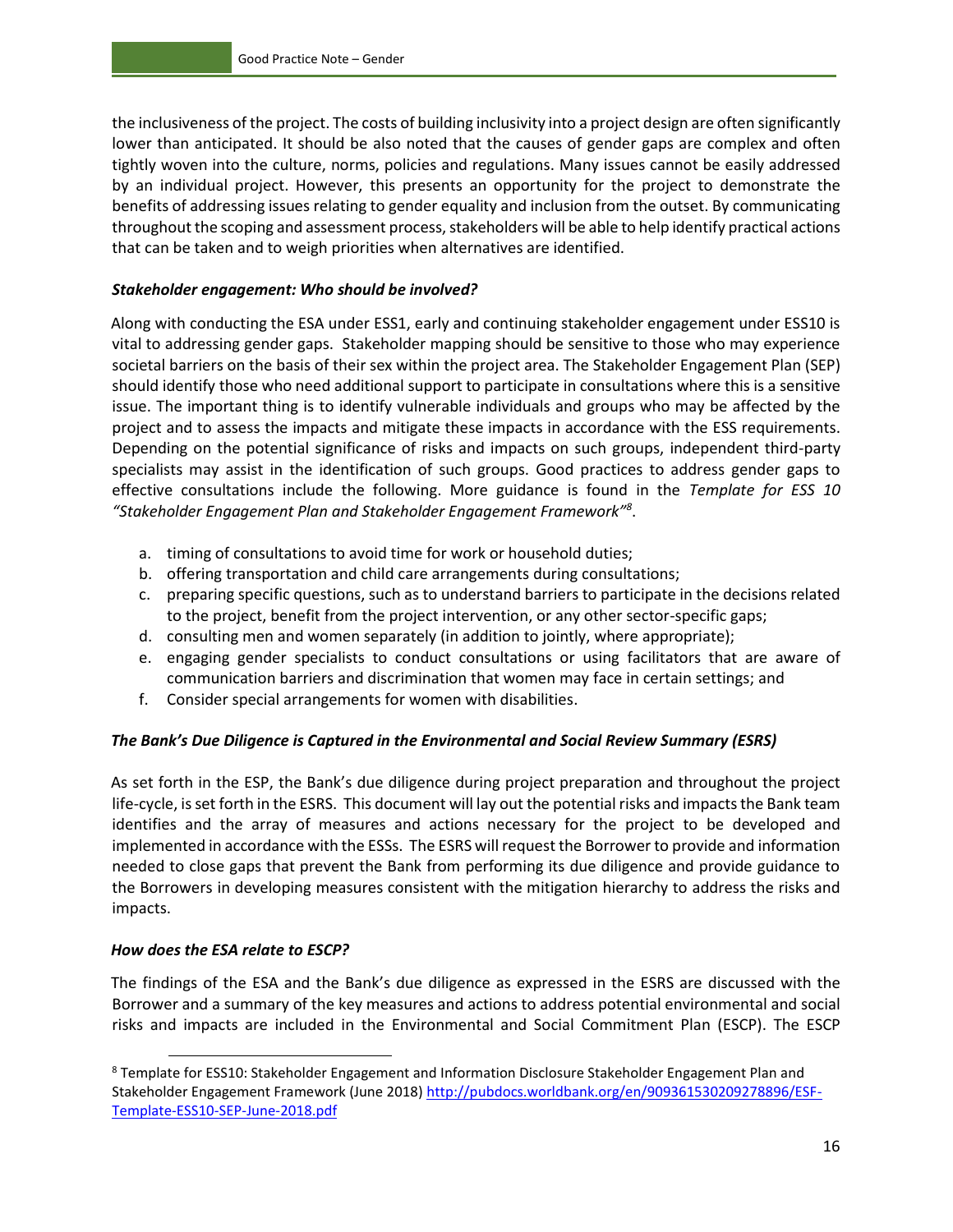the inclusiveness of the project. The costs of building inclusivity into a project design are often significantly lower than anticipated. It should be also noted that the causes of gender gaps are complex and often tightly woven into the culture, norms, policies and regulations. Many issues cannot be easily addressed by an individual project. However, this presents an opportunity for the project to demonstrate the benefits of addressing issues relating to gender equality and inclusion from the outset. By communicating throughout the scoping and assessment process, stakeholders will be able to help identify practical actions that can be taken and to weigh priorities when alternatives are identified.

***Stakeholder engagement: Who should be involved?***

Along with conducting the ESA under ESS1, early and continuing stakeholder engagement under ESS10 is vital to addressing gender gaps. Stakeholder mapping should be sensitive to those who may experience societal barriers on the basis of their sex within the project area. The Stakeholder Engagement Plan (SEP) should identify those who need additional support to participate in consultations where this is a sensitive issue. The important thing is to identify vulnerable individuals and groups who may be affected by the project and to assess the impacts and mitigate these impacts in accordance with the ESS requirements. Depending on the potential significance of risks and impacts on such groups, independent third-party specialists may assist in the identification of such groups. Good practices to address gender gaps to effective consultations include the following. More guidance is found in the *Template for ESS 10 "Stakeholder Engagement Plan and Stakeholder Engagement Framework"*[8].

a. timing of consultations to avoid time for work or household duties;
b. offering transportation and child care arrangements during consultations;
c. preparing specific questions, such as to understand barriers to participate in the decisions related to the project, benefit from the project intervention, or any other sector-specific gaps;
d. consulting men and women separately (in addition to jointly, where appropriate);
e. engaging gender specialists to conduct consultations or using facilitators that are aware of communication barriers and discrimination that women may face in certain settings; and
f. Consider special arrangements for women with disabilities.

***The Bank's Due Diligence is Captured in the Environmental and Social Review Summary (ESRS)***

As set forth in the ESP, the Bank's due diligence during project preparation and throughout the project life-cycle, is set forth in the ESRS. This document will lay out the potential risks and impacts the Bank team identifies and the array of measures and actions necessary for the project to be developed and implemented in accordance with the ESSs. The ESRS will request the Borrower to provide and information needed to close gaps that prevent the Bank from performing its due diligence and provide guidance to the Borrowers in developing measures consistent with the mitigation hierarchy to address the risks and impacts.

***How does the ESA relate to ESCP?***

The findings of the ESA and the Bank's due diligence as expressed in the ESRS are discussed with the Borrower and a summary of the key measures and actions to address potential environmental and social risks and impacts are included in the Environmental and Social Commitment Plan (ESCP). The ESCP

---

[8] Template for ESS10: Stakeholder Engagement and Information Disclosure Stakeholder Engagement Plan and Stakeholder Engagement Framework (June 2018) http://pubdocs.worldbank.org/en/909361530209278896/ESF-Template-ESS10-SEP-June-2018.pdf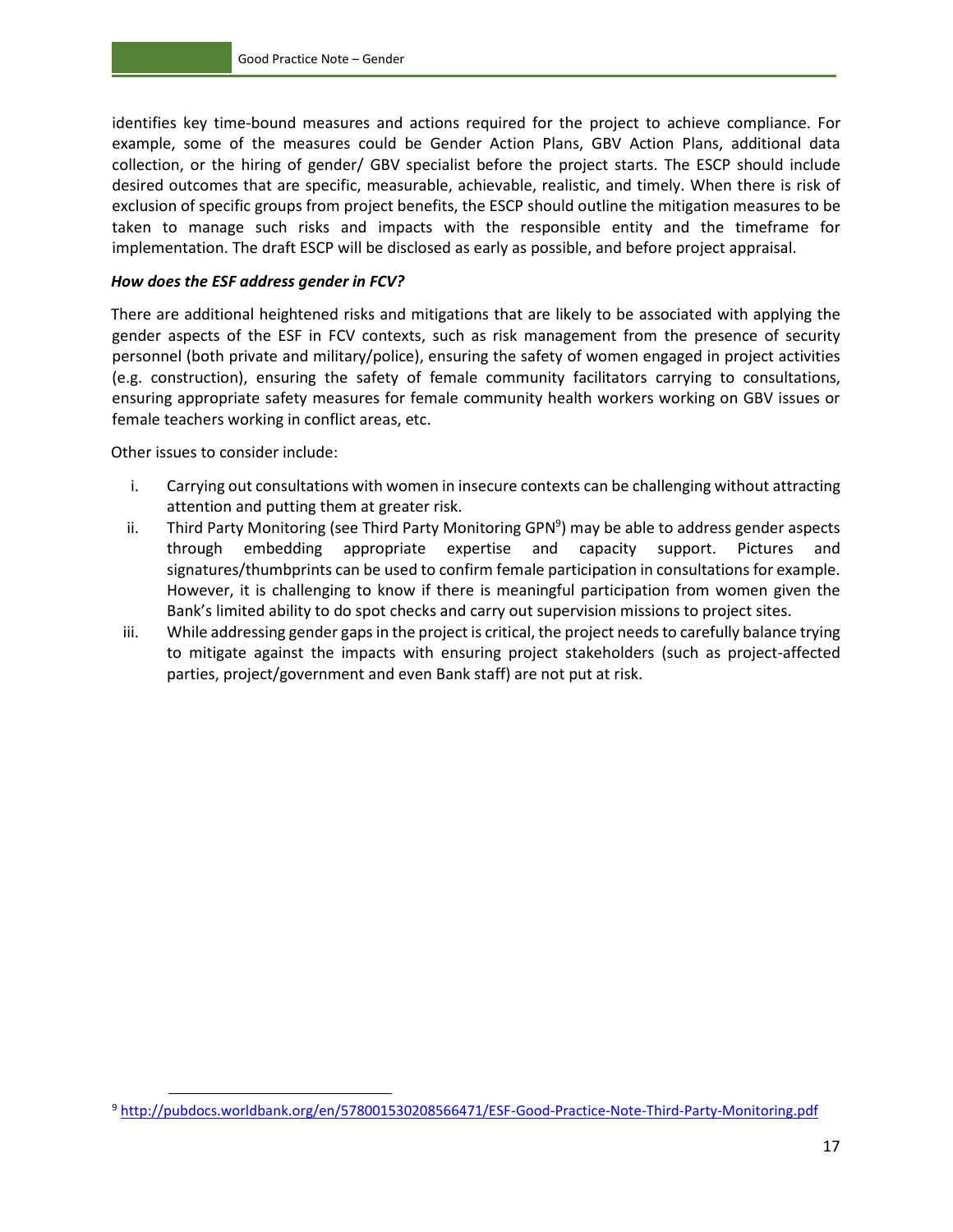identifies key time-bound measures and actions required for the project to achieve compliance. For example, some of the measures could be Gender Action Plans, GBV Action Plans, additional data collection, or the hiring of gender/ GBV specialist before the project starts. The ESCP should include desired outcomes that are specific, measurable, achievable, realistic, and timely. When there is risk of exclusion of specific groups from project benefits, the ESCP should outline the mitigation measures to be taken to manage such risks and impacts with the responsible entity and the timeframe for implementation. The draft ESCP will be disclosed as early as possible, and before project appraisal.

***How does the ESF address gender in FCV?***

There are additional heightened risks and mitigations that are likely to be associated with applying the gender aspects of the ESF in FCV contexts, such as risk management from the presence of security personnel (both private and military/police), ensuring the safety of women engaged in project activities (e.g. construction), ensuring the safety of female community facilitators carrying to consultations, ensuring appropriate safety measures for female community health workers working on GBV issues or female teachers working in conflict areas, etc.

Other issues to consider include:

i. Carrying out consultations with women in insecure contexts can be challenging without attracting attention and putting them at greater risk.
ii. Third Party Monitoring (see Third Party Monitoring GPN[9]) may be able to address gender aspects through embedding appropriate expertise and capacity support. Pictures and signatures/thumbprints can be used to confirm female participation in consultations for example. However, it is challenging to know if there is meaningful participation from women given the Bank's limited ability to do spot checks and carry out supervision missions to project sites.
iii. While addressing gender gaps in the project is critical, the project needs to carefully balance trying to mitigate against the impacts with ensuring project stakeholders (such as project-affected parties, project/government and even Bank staff) are not put at risk.

[9] http://pubdocs.worldbank.org/en/578001530208566471/ESF-Good-Practice-Note-Third-Party-Monitoring.pdf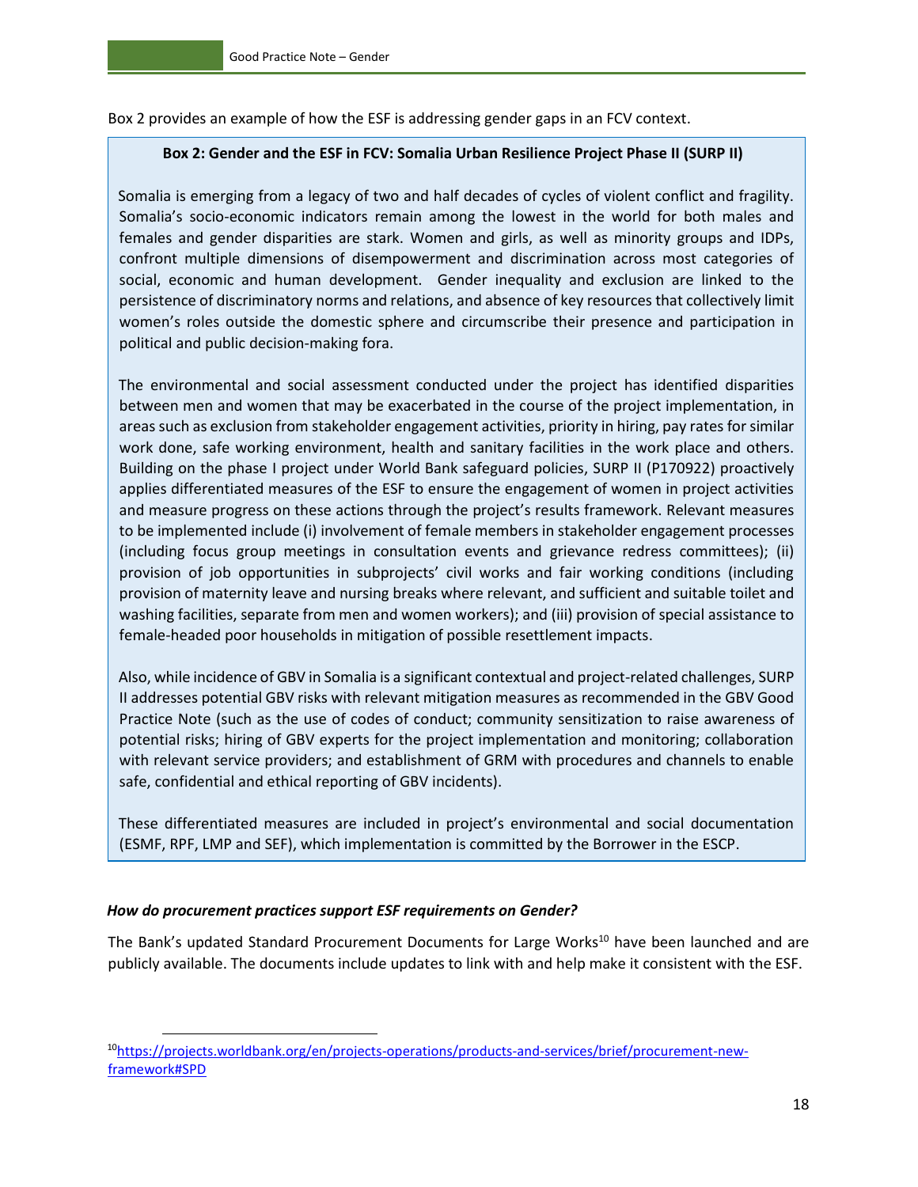Box 2 provides an example of how the ESF is addressing gender gaps in an FCV context.

**Box 2: Gender and the ESF in FCV: Somalia Urban Resilience Project Phase II (SURP II)**

Somalia is emerging from a legacy of two and half decades of cycles of violent conflict and fragility. Somalia's socio-economic indicators remain among the lowest in the world for both males and females and gender disparities are stark. Women and girls, as well as minority groups and IDPs, confront multiple dimensions of disempowerment and discrimination across most categories of social, economic and human development. Gender inequality and exclusion are linked to the persistence of discriminatory norms and relations, and absence of key resources that collectively limit women's roles outside the domestic sphere and circumscribe their presence and participation in political and public decision-making fora.

The environmental and social assessment conducted under the project has identified disparities between men and women that may be exacerbated in the course of the project implementation, in areas such as exclusion from stakeholder engagement activities, priority in hiring, pay rates for similar work done, safe working environment, health and sanitary facilities in the work place and others. Building on the phase I project under World Bank safeguard policies, SURP II (P170922) proactively applies differentiated measures of the ESF to ensure the engagement of women in project activities and measure progress on these actions through the project's results framework. Relevant measures to be implemented include (i) involvement of female members in stakeholder engagement processes (including focus group meetings in consultation events and grievance redress committees); (ii) provision of job opportunities in subprojects' civil works and fair working conditions (including provision of maternity leave and nursing breaks where relevant, and sufficient and suitable toilet and washing facilities, separate from men and women workers); and (iii) provision of special assistance to female-headed poor households in mitigation of possible resettlement impacts.

Also, while incidence of GBV in Somalia is a significant contextual and project-related challenges, SURP II addresses potential GBV risks with relevant mitigation measures as recommended in the GBV Good Practice Note (such as the use of codes of conduct; community sensitization to raise awareness of potential risks; hiring of GBV experts for the project implementation and monitoring; collaboration with relevant service providers; and establishment of GRM with procedures and channels to enable safe, confidential and ethical reporting of GBV incidents).

These differentiated measures are included in project's environmental and social documentation (ESMF, RPF, LMP and SEF), which implementation is committed by the Borrower in the ESCP.

***How do procurement practices support ESF requirements on Gender?***

The Bank's updated Standard Procurement Documents for Large Works[10] have been launched and are publicly available. The documents include updates to link with and help make it consistent with the ESF.

[10] https://projects.worldbank.org/en/projects-operations/products-and-services/brief/procurement-new-framework#SPD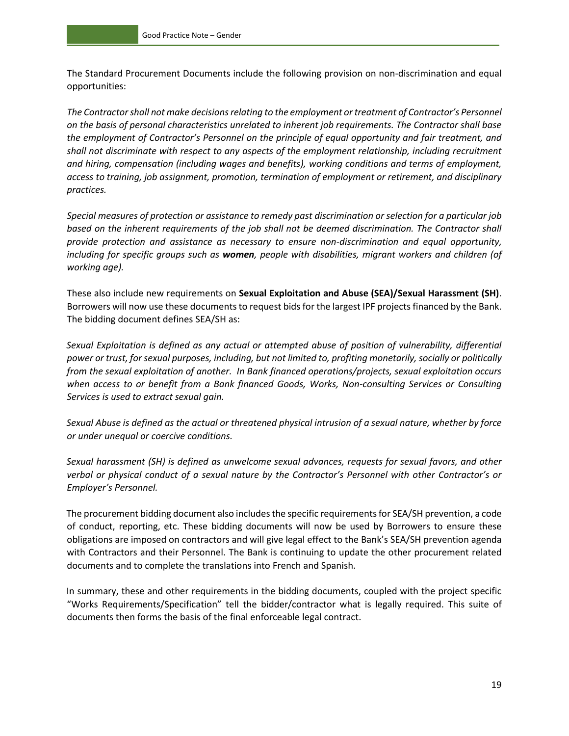The Standard Procurement Documents include the following provision on non-discrimination and equal opportunities:

*The Contractor shall not make decisions relating to the employment or treatment of Contractor's Personnel on the basis of personal characteristics unrelated to inherent job requirements. The Contractor shall base the employment of Contractor's Personnel on the principle of equal opportunity and fair treatment, and shall not discriminate with respect to any aspects of the employment relationship, including recruitment and hiring, compensation (including wages and benefits), working conditions and terms of employment, access to training, job assignment, promotion, termination of employment or retirement, and disciplinary practices.*

*Special measures of protection or assistance to remedy past discrimination or selection for a particular job based on the inherent requirements of the job shall not be deemed discrimination. The Contractor shall provide protection and assistance as necessary to ensure non-discrimination and equal opportunity, including for specific groups such as* ***women****, people with disabilities, migrant workers and children (of working age).*

These also include new requirements on **Sexual Exploitation and Abuse (SEA)/Sexual Harassment (SH)**. Borrowers will now use these documents to request bids for the largest IPF projects financed by the Bank. The bidding document defines SEA/SH as:

*Sexual Exploitation is defined as any actual or attempted abuse of position of vulnerability, differential power or trust, for sexual purposes, including, but not limited to, profiting monetarily, socially or politically from the sexual exploitation of another. In Bank financed operations/projects, sexual exploitation occurs when access to or benefit from a Bank financed Goods, Works, Non-consulting Services or Consulting Services is used to extract sexual gain.*

*Sexual Abuse is defined as the actual or threatened physical intrusion of a sexual nature, whether by force or under unequal or coercive conditions.*

*Sexual harassment (SH) is defined as unwelcome sexual advances, requests for sexual favors, and other verbal or physical conduct of a sexual nature by the Contractor's Personnel with other Contractor's or Employer's Personnel.*

The procurement bidding document also includes the specific requirements for SEA/SH prevention, a code of conduct, reporting, etc. These bidding documents will now be used by Borrowers to ensure these obligations are imposed on contractors and will give legal effect to the Bank's SEA/SH prevention agenda with Contractors and their Personnel. The Bank is continuing to update the other procurement related documents and to complete the translations into French and Spanish.

In summary, these and other requirements in the bidding documents, coupled with the project specific "Works Requirements/Specification" tell the bidder/contractor what is legally required. This suite of documents then forms the basis of the final enforceable legal contract.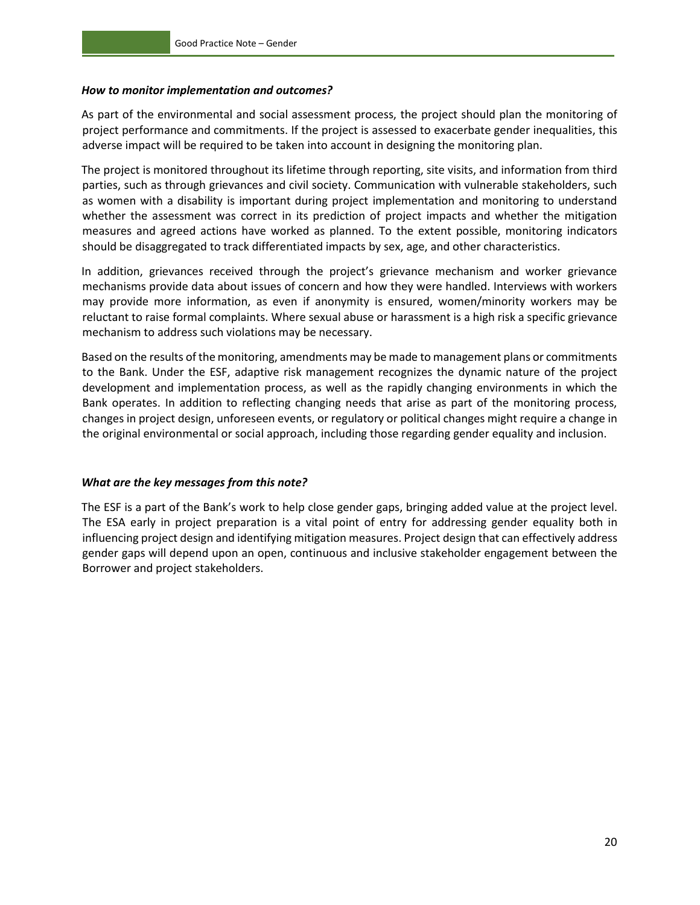### *How to monitor implementation and outcomes?*

As part of the environmental and social assessment process, the project should plan the monitoring of project performance and commitments. If the project is assessed to exacerbate gender inequalities, this adverse impact will be required to be taken into account in designing the monitoring plan.

The project is monitored throughout its lifetime through reporting, site visits, and information from third parties, such as through grievances and civil society. Communication with vulnerable stakeholders, such as women with a disability is important during project implementation and monitoring to understand whether the assessment was correct in its prediction of project impacts and whether the mitigation measures and agreed actions have worked as planned. To the extent possible, monitoring indicators should be disaggregated to track differentiated impacts by sex, age, and other characteristics.

In addition, grievances received through the project's grievance mechanism and worker grievance mechanisms provide data about issues of concern and how they were handled. Interviews with workers may provide more information, as even if anonymity is ensured, women/minority workers may be reluctant to raise formal complaints. Where sexual abuse or harassment is a high risk a specific grievance mechanism to address such violations may be necessary.

Based on the results of the monitoring, amendments may be made to management plans or commitments to the Bank. Under the ESF, adaptive risk management recognizes the dynamic nature of the project development and implementation process, as well as the rapidly changing environments in which the Bank operates. In addition to reflecting changing needs that arise as part of the monitoring process, changes in project design, unforeseen events, or regulatory or political changes might require a change in the original environmental or social approach, including those regarding gender equality and inclusion.

### *What are the key messages from this note?*

The ESF is a part of the Bank's work to help close gender gaps, bringing added value at the project level. The ESA early in project preparation is a vital point of entry for addressing gender equality both in influencing project design and identifying mitigation measures. Project design that can effectively address gender gaps will depend upon an open, continuous and inclusive stakeholder engagement between the Borrower and project stakeholders.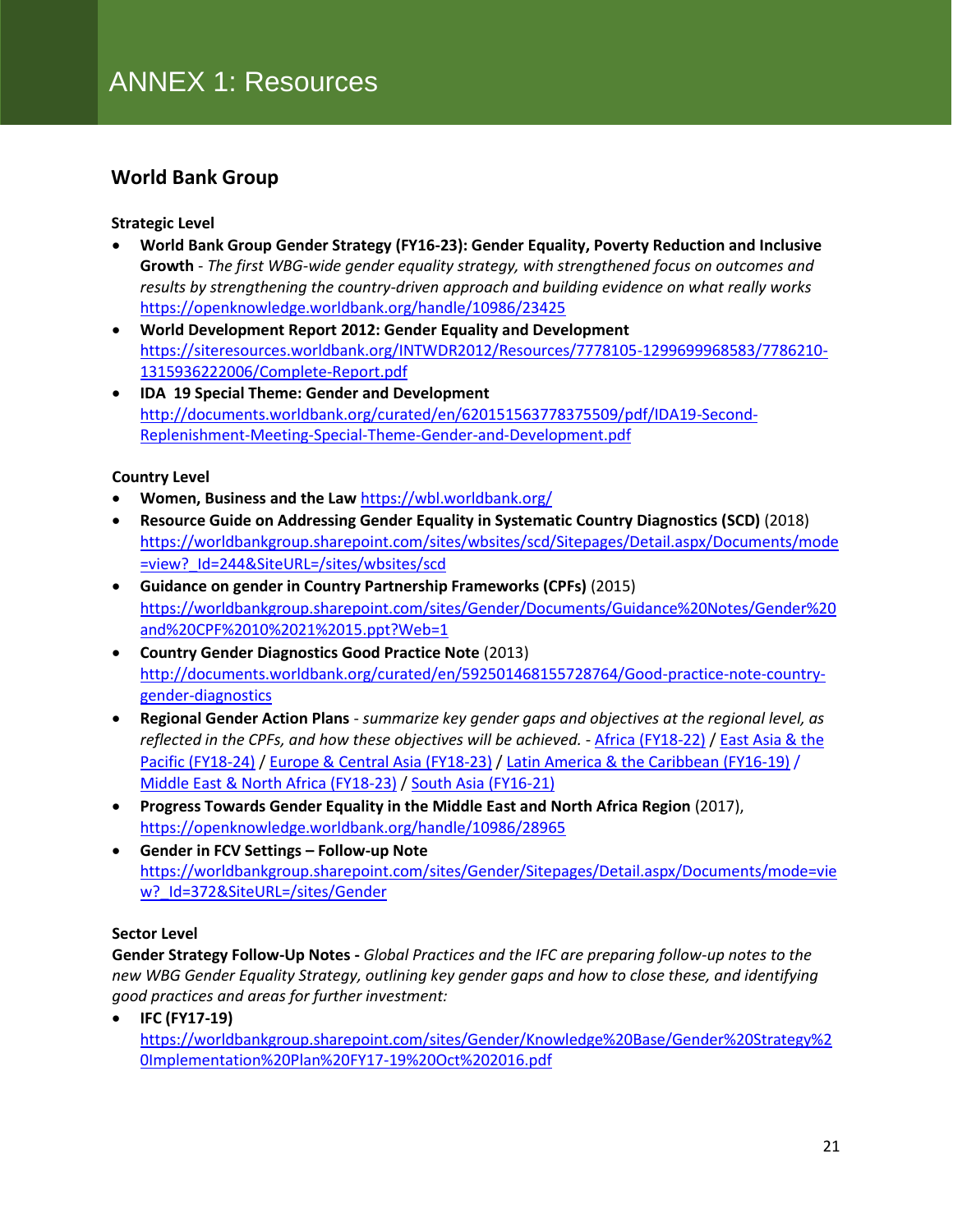# ANNEX 1: Resources

## World Bank Group

**Strategic Level**

- **World Bank Group Gender Strategy (FY16-23): Gender Equality, Poverty Reduction and Inclusive Growth** - *The first WBG-wide gender equality strategy, with strengthened focus on outcomes and results by strengthening the country-driven approach and building evidence on what really works* https://openknowledge.worldbank.org/handle/10986/23425
- **World Development Report 2012: Gender Equality and Development** https://siteresources.worldbank.org/INTWDR2012/Resources/7778105-1299699968583/7786210-1315936222006/Complete-Report.pdf
- **IDA 19 Special Theme: Gender and Development** http://documents.worldbank.org/curated/en/620151563778375509/pdf/IDA19-Second-Replenishment-Meeting-Special-Theme-Gender-and-Development.pdf

**Country Level**

- **Women, Business and the Law** https://wbl.worldbank.org/
- **Resource Guide on Addressing Gender Equality in Systematic Country Diagnostics (SCD)** (2018) https://worldbankgroup.sharepoint.com/sites/wbsites/scd/Sitepages/Detail.aspx/Documents/mode=view?_Id=244&SiteURL=/sites/wbsites/scd
- **Guidance on gender in Country Partnership Frameworks (CPFs)** (2015) https://worldbankgroup.sharepoint.com/sites/Gender/Documents/Guidance%20Notes/Gender%20and%20CPF%2010%2021%2015.ppt?Web=1
- **Country Gender Diagnostics Good Practice Note** (2013) http://documents.worldbank.org/curated/en/592501468155728764/Good-practice-note-country-gender-diagnostics
- **Regional Gender Action Plans** - *summarize key gender gaps and objectives at the regional level, as reflected in the CPFs, and how these objectives will be achieved.* - Africa (FY18-22) / East Asia & the Pacific (FY18-24) / Europe & Central Asia (FY18-23) / Latin America & the Caribbean (FY16-19) / Middle East & North Africa (FY18-23) / South Asia (FY16-21)
- **Progress Towards Gender Equality in the Middle East and North Africa Region** (2017), https://openknowledge.worldbank.org/handle/10986/28965
- **Gender in FCV Settings – Follow-up Note** https://worldbankgroup.sharepoint.com/sites/Gender/Sitepages/Detail.aspx/Documents/mode=view?_Id=372&SiteURL=/sites/Gender

**Sector Level**

**Gender Strategy Follow-Up Notes -** *Global Practices and the IFC are preparing follow-up notes to the new WBG Gender Equality Strategy, outlining key gender gaps and how to close these, and identifying good practices and areas for further investment:*

- **IFC (FY17-19)** https://worldbankgroup.sharepoint.com/sites/Gender/Knowledge%20Base/Gender%20Strategy%20Implementation%20Plan%20FY17-19%20Oct%202016.pdf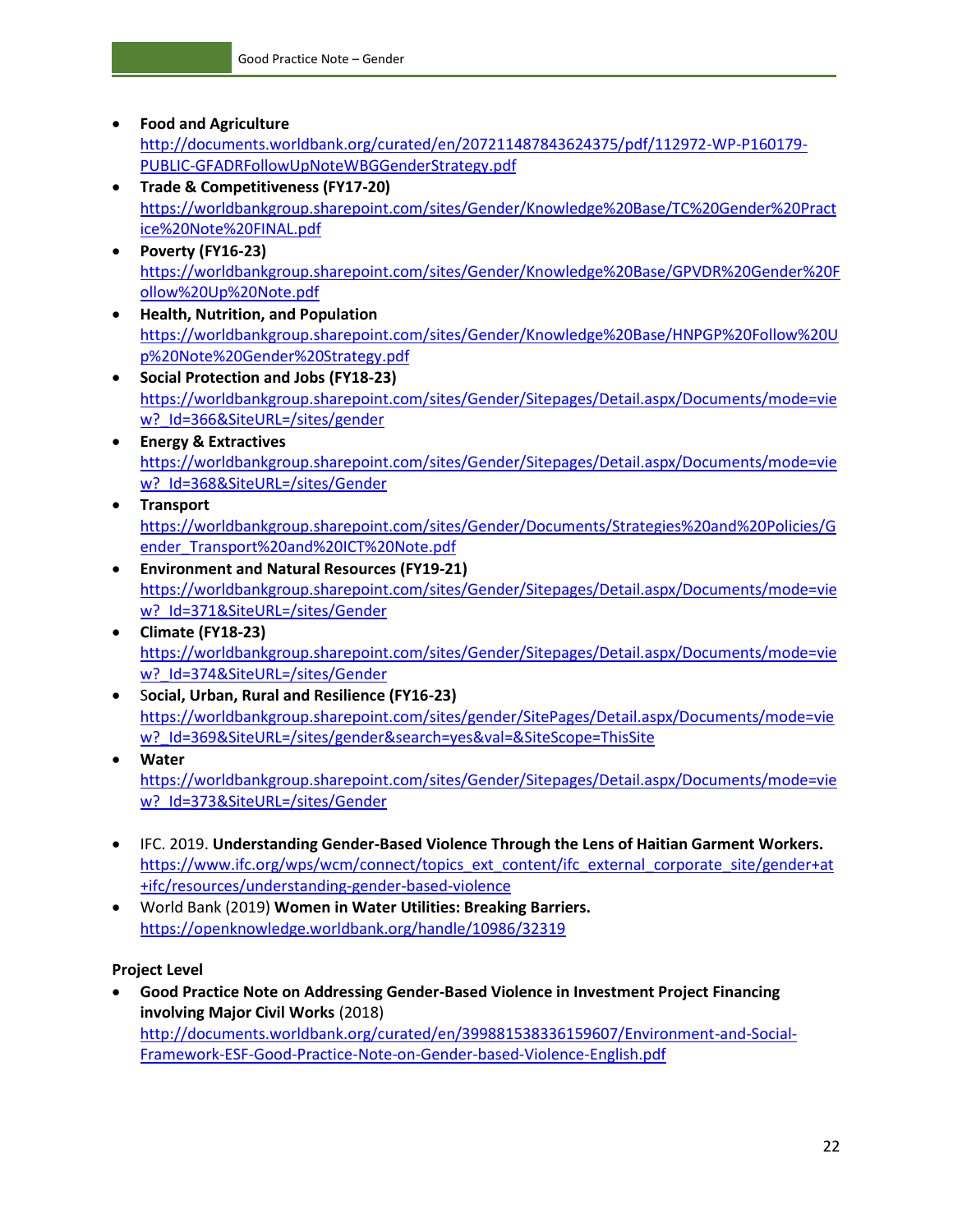- **Food and Agriculture** http://documents.worldbank.org/curated/en/207211487843624375/pdf/112972-WP-P160179-PUBLIC-GFADRFollowUpNoteWBGGenderStrategy.pdf
- **Trade & Competitiveness (FY17-20)** https://worldbankgroup.sharepoint.com/sites/Gender/Knowledge%20Base/TC%20Gender%20Practice%20Note%20FINAL.pdf
- **Poverty (FY16-23)** https://worldbankgroup.sharepoint.com/sites/Gender/Knowledge%20Base/GPVDR%20Gender%20Follow%20Up%20Note.pdf
- **Health, Nutrition, and Population** https://worldbankgroup.sharepoint.com/sites/Gender/Knowledge%20Base/HNPGP%20Follow%20Up%20Note%20Gender%20Strategy.pdf
- **Social Protection and Jobs (FY18-23)** https://worldbankgroup.sharepoint.com/sites/Gender/Sitepages/Detail.aspx/Documents/mode=view?_Id=366&SiteURL=/sites/gender
- **Energy & Extractives** https://worldbankgroup.sharepoint.com/sites/Gender/Sitepages/Detail.aspx/Documents/mode=view?_Id=368&SiteURL=/sites/Gender
- **Transport** https://worldbankgroup.sharepoint.com/sites/Gender/Documents/Strategies%20and%20Policies/Gender_Transport%20and%20ICT%20Note.pdf
- **Environment and Natural Resources (FY19-21)** https://worldbankgroup.sharepoint.com/sites/Gender/Sitepages/Detail.aspx/Documents/mode=view?_Id=371&SiteURL=/sites/Gender
- **Climate (FY18-23)** https://worldbankgroup.sharepoint.com/sites/Gender/Sitepages/Detail.aspx/Documents/mode=view?_Id=374&SiteURL=/sites/Gender
- **Social, Urban, Rural and Resilience (FY16-23)** https://worldbankgroup.sharepoint.com/sites/gender/SitePages/Detail.aspx/Documents/mode=view?_Id=369&SiteURL=/sites/gender&search=yes&val=&SiteScope=ThisSite
- **Water** https://worldbankgroup.sharepoint.com/sites/Gender/Sitepages/Detail.aspx/Documents/mode=view?_Id=373&SiteURL=/sites/Gender

- IFC. 2019. **Understanding Gender-Based Violence Through the Lens of Haitian Garment Workers.** https://www.ifc.org/wps/wcm/connect/topics_ext_content/ifc_external_corporate_site/gender+at+ifc/resources/understanding-gender-based-violence
- World Bank (2019) **Women in Water Utilities: Breaking Barriers.** https://openknowledge.worldbank.org/handle/10986/32319

**Project Level**

- **Good Practice Note on Addressing Gender-Based Violence in Investment Project Financing involving Major Civil Works** (2018) http://documents.worldbank.org/curated/en/399881538336159607/Environment-and-Social-Framework-ESF-Good-Practice-Note-on-Gender-based-Violence-English.pdf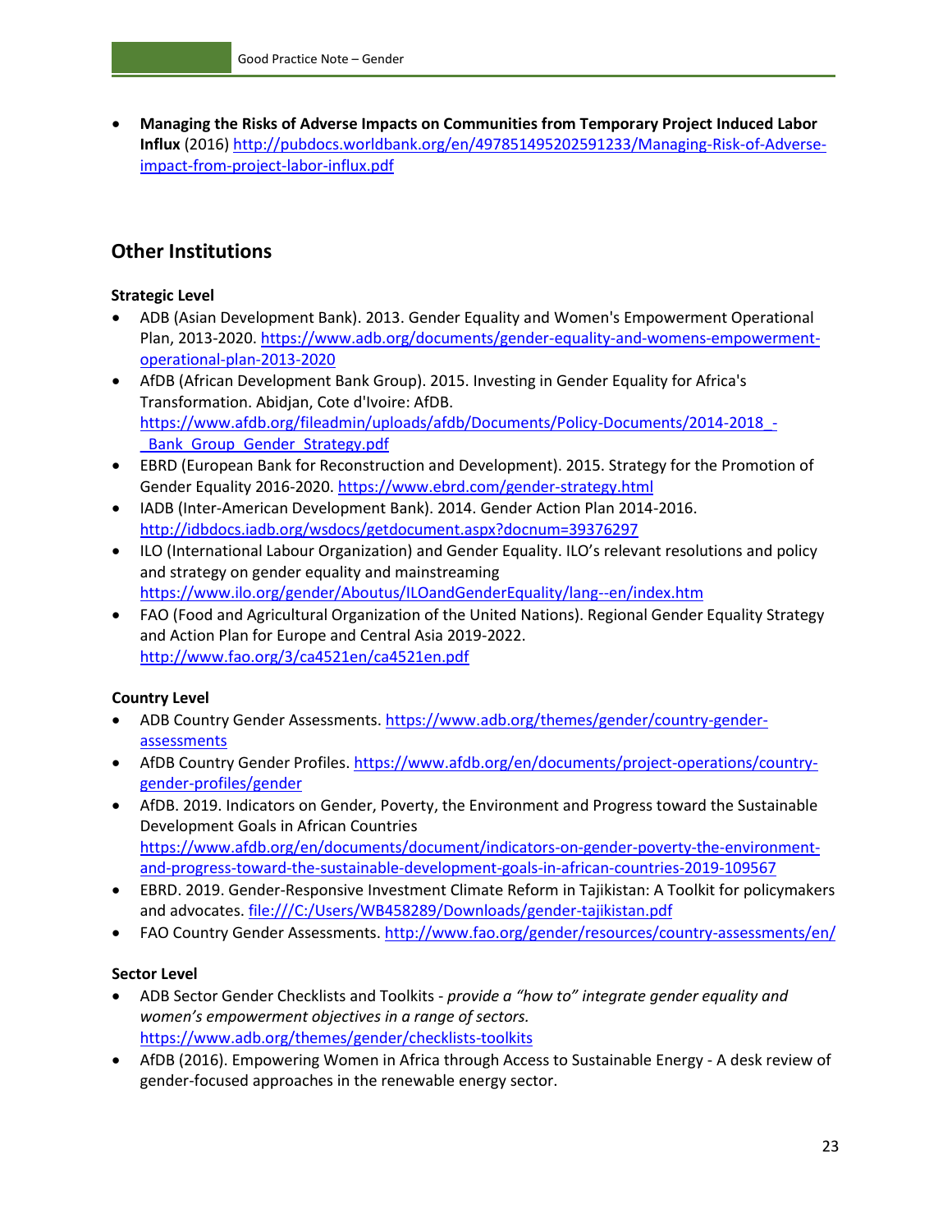- **Managing the Risks of Adverse Impacts on Communities from Temporary Project Induced Labor Influx** (2016) http://pubdocs.worldbank.org/en/497851495202591233/Managing-Risk-of-Adverse-impact-from-project-labor-influx.pdf

## Other Institutions

**Strategic Level**

- ADB (Asian Development Bank). 2013. Gender Equality and Women's Empowerment Operational Plan, 2013-2020. https://www.adb.org/documents/gender-equality-and-womens-empowerment-operational-plan-2013-2020
- AfDB (African Development Bank Group). 2015. Investing in Gender Equality for Africa's Transformation. Abidjan, Cote d'Ivoire: AfDB. https://www.afdb.org/fileadmin/uploads/afdb/Documents/Policy-Documents/2014-2018_-_Bank_Group_Gender_Strategy.pdf
- EBRD (European Bank for Reconstruction and Development). 2015. Strategy for the Promotion of Gender Equality 2016-2020. https://www.ebrd.com/gender-strategy.html
- IADB (Inter-American Development Bank). 2014. Gender Action Plan 2014-2016. http://idbdocs.iadb.org/wsdocs/getdocument.aspx?docnum=39376297
- ILO (International Labour Organization) and Gender Equality. ILO's relevant resolutions and policy and strategy on gender equality and mainstreaming https://www.ilo.org/gender/Aboutus/ILOandGenderEquality/lang--en/index.htm
- FAO (Food and Agricultural Organization of the United Nations). Regional Gender Equality Strategy and Action Plan for Europe and Central Asia 2019-2022. http://www.fao.org/3/ca4521en/ca4521en.pdf

**Country Level**

- ADB Country Gender Assessments. https://www.adb.org/themes/gender/country-gender-assessments
- AfDB Country Gender Profiles. https://www.afdb.org/en/documents/project-operations/country-gender-profiles/gender
- AfDB. 2019. Indicators on Gender, Poverty, the Environment and Progress toward the Sustainable Development Goals in African Countries https://www.afdb.org/en/documents/document/indicators-on-gender-poverty-the-environment-and-progress-toward-the-sustainable-development-goals-in-african-countries-2019-109567
- EBRD. 2019. Gender-Responsive Investment Climate Reform in Tajikistan: A Toolkit for policymakers and advocates. file:///C:/Users/WB458289/Downloads/gender-tajikistan.pdf
- FAO Country Gender Assessments. http://www.fao.org/gender/resources/country-assessments/en/

**Sector Level**

- ADB Sector Gender Checklists and Toolkits - *provide a "how to" integrate gender equality and women's empowerment objectives in a range of sectors.* https://www.adb.org/themes/gender/checklists-toolkits
- AfDB (2016). Empowering Women in Africa through Access to Sustainable Energy - A desk review of gender-focused approaches in the renewable energy sector.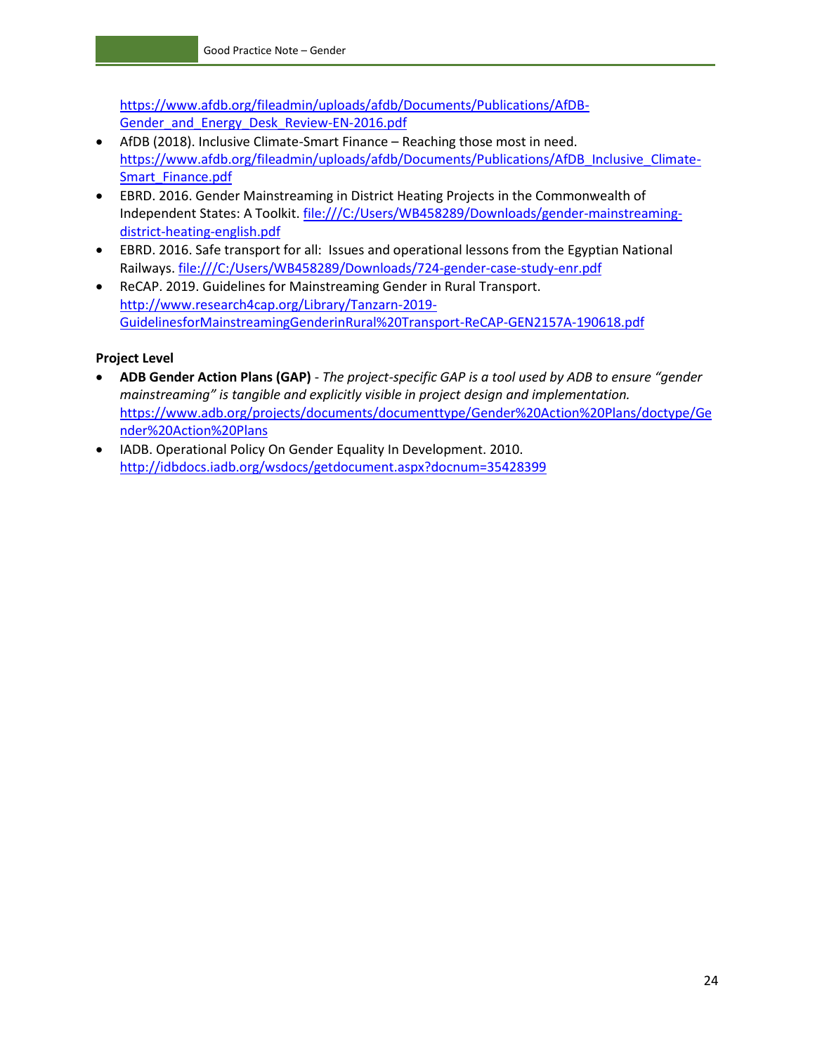https://www.afdb.org/fileadmin/uploads/afdb/Documents/Publications/AfDB-Gender_and_Energy_Desk_Review-EN-2016.pdf

- AfDB (2018). Inclusive Climate-Smart Finance – Reaching those most in need. https://www.afdb.org/fileadmin/uploads/afdb/Documents/Publications/AfDB_Inclusive_Climate-Smart_Finance.pdf
- EBRD. 2016. Gender Mainstreaming in District Heating Projects in the Commonwealth of Independent States: A Toolkit. file:///C:/Users/WB458289/Downloads/gender-mainstreaming-district-heating-english.pdf
- EBRD. 2016. Safe transport for all: Issues and operational lessons from the Egyptian National Railways. file:///C:/Users/WB458289/Downloads/724-gender-case-study-enr.pdf
- ReCAP. 2019. Guidelines for Mainstreaming Gender in Rural Transport. http://www.research4cap.org/Library/Tanzarn-2019-GuidelinesforMainstreamingGenderinRural%20Transport-ReCAP-GEN2157A-190618.pdf

**Project Level**

- **ADB Gender Action Plans (GAP)** - *The project-specific GAP is a tool used by ADB to ensure "gender mainstreaming" is tangible and explicitly visible in project design and implementation.* https://www.adb.org/projects/documents/documenttype/Gender%20Action%20Plans/doctype/Gender%20Action%20Plans
- IADB. Operational Policy On Gender Equality In Development. 2010. http://idbdocs.iadb.org/wsdocs/getdocument.aspx?docnum=35428399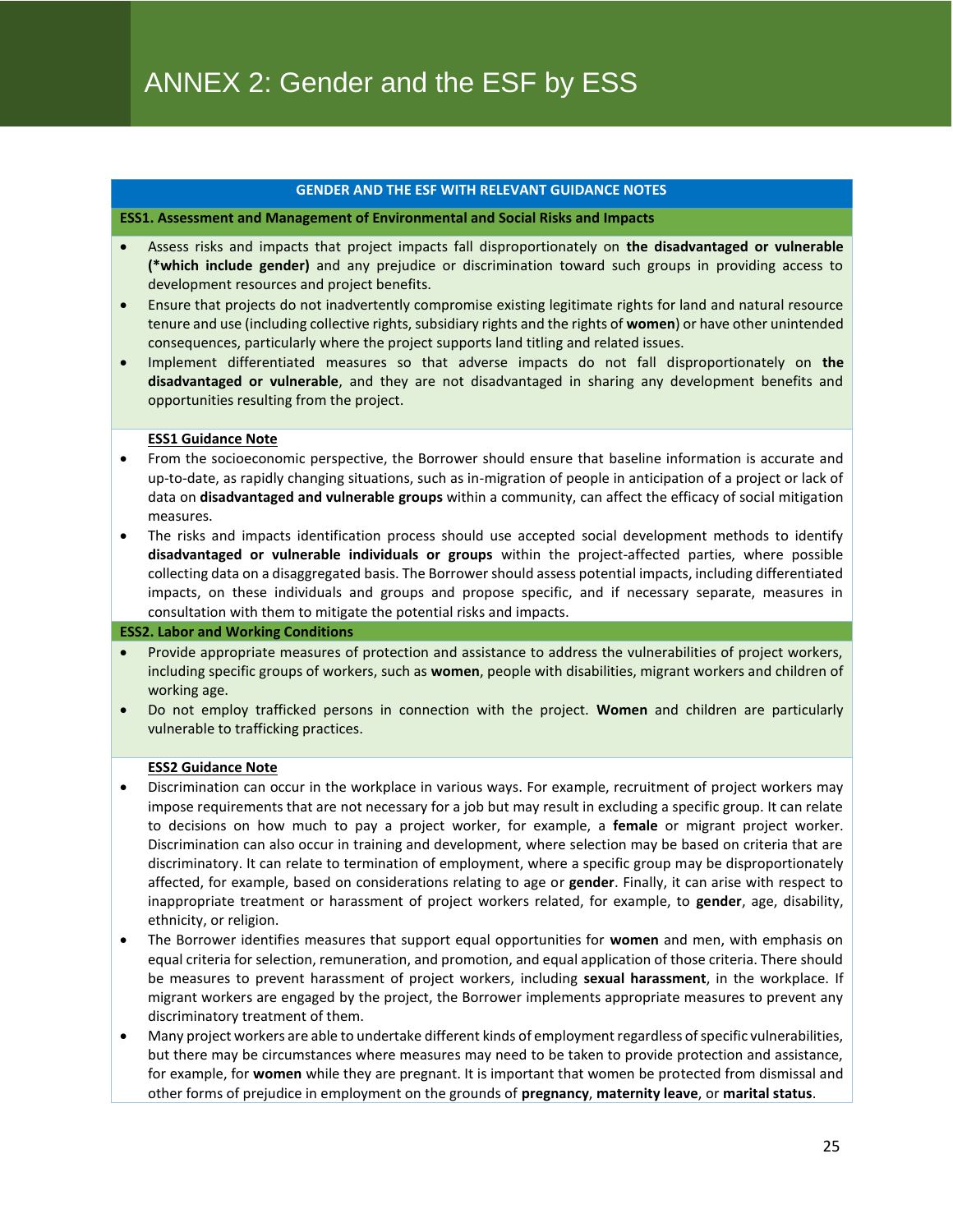# ANNEX 2: Gender and the ESF by ESS

**GENDER AND THE ESF WITH RELEVANT GUIDANCE NOTES**

**ESS1. Assessment and Management of Environmental and Social Risks and Impacts**

- Assess risks and impacts that project impacts fall disproportionately on **the disadvantaged or vulnerable (*which include gender)** and any prejudice or discrimination toward such groups in providing access to development resources and project benefits.
- Ensure that projects do not inadvertently compromise existing legitimate rights for land and natural resource tenure and use (including collective rights, subsidiary rights and the rights of **women**) or have other unintended consequences, particularly where the project supports land titling and related issues.
- Implement differentiated measures so that adverse impacts do not fall disproportionately on **the disadvantaged or vulnerable**, and they are not disadvantaged in sharing any development benefits and opportunities resulting from the project.

**ESS1 Guidance Note**

- From the socioeconomic perspective, the Borrower should ensure that baseline information is accurate and up-to-date, as rapidly changing situations, such as in-migration of people in anticipation of a project or lack of data on **disadvantaged and vulnerable groups** within a community, can affect the efficacy of social mitigation measures.
- The risks and impacts identification process should use accepted social development methods to identify **disadvantaged or vulnerable individuals or groups** within the project-affected parties, where possible collecting data on a disaggregated basis. The Borrower should assess potential impacts, including differentiated impacts, on these individuals and groups and propose specific, and if necessary separate, measures in consultation with them to mitigate the potential risks and impacts.

**ESS2. Labor and Working Conditions**

- Provide appropriate measures of protection and assistance to address the vulnerabilities of project workers, including specific groups of workers, such as **women**, people with disabilities, migrant workers and children of working age.
- Do not employ trafficked persons in connection with the project. **Women** and children are particularly vulnerable to trafficking practices.

**ESS2 Guidance Note**

- Discrimination can occur in the workplace in various ways. For example, recruitment of project workers may impose requirements that are not necessary for a job but may result in excluding a specific group. It can relate to decisions on how much to pay a project worker, for example, a **female** or migrant project worker. Discrimination can also occur in training and development, where selection may be based on criteria that are discriminatory. It can relate to termination of employment, where a specific group may be disproportionately affected, for example, based on considerations relating to age or **gender**. Finally, it can arise with respect to inappropriate treatment or harassment of project workers related, for example, to **gender**, age, disability, ethnicity, or religion.
- The Borrower identifies measures that support equal opportunities for **women** and men, with emphasis on equal criteria for selection, remuneration, and promotion, and equal application of those criteria. There should be measures to prevent harassment of project workers, including **sexual harassment**, in the workplace. If migrant workers are engaged by the project, the Borrower implements appropriate measures to prevent any discriminatory treatment of them.
- Many project workers are able to undertake different kinds of employment regardless of specific vulnerabilities, but there may be circumstances where measures may need to be taken to provide protection and assistance, for example, for **women** while they are pregnant. It is important that women be protected from dismissal and other forms of prejudice in employment on the grounds of **pregnancy**, **maternity leave**, or **marital status**.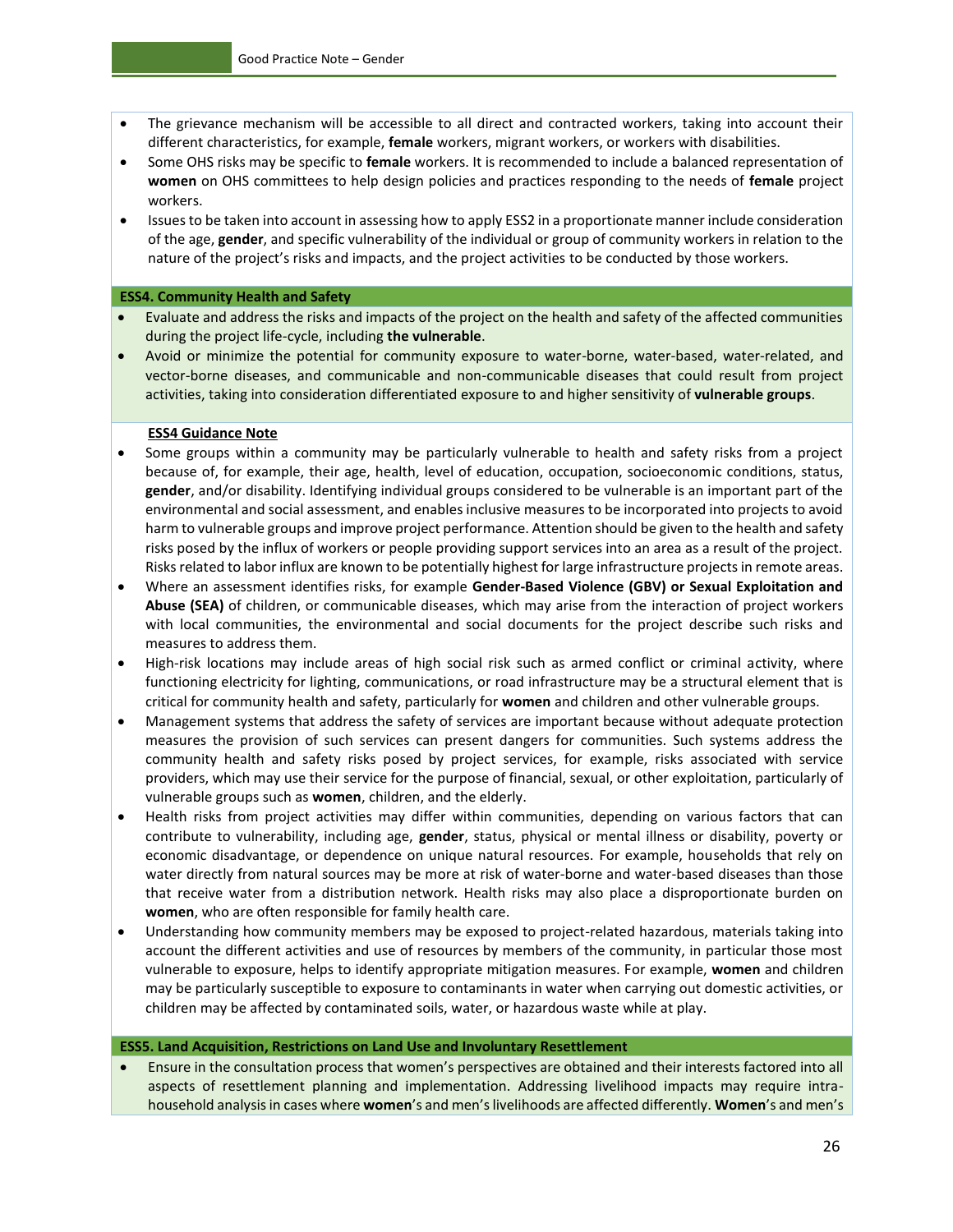- The grievance mechanism will be accessible to all direct and contracted workers, taking into account their different characteristics, for example, **female** workers, migrant workers, or workers with disabilities.
- Some OHS risks may be specific to **female** workers. It is recommended to include a balanced representation of **women** on OHS committees to help design policies and practices responding to the needs of **female** project workers.
- Issues to be taken into account in assessing how to apply ESS2 in a proportionate manner include consideration of the age, **gender**, and specific vulnerability of the individual or group of community workers in relation to the nature of the project's risks and impacts, and the project activities to be conducted by those workers.

**ESS4. Community Health and Safety**

- Evaluate and address the risks and impacts of the project on the health and safety of the affected communities during the project life-cycle, including **the vulnerable**.
- Avoid or minimize the potential for community exposure to water-borne, water-based, water-related, and vector-borne diseases, and communicable and non-communicable diseases that could result from project activities, taking into consideration differentiated exposure to and higher sensitivity of **vulnerable groups**.

**ESS4 Guidance Note**

- Some groups within a community may be particularly vulnerable to health and safety risks from a project because of, for example, their age, health, level of education, occupation, socioeconomic conditions, status, **gender**, and/or disability. Identifying individual groups considered to be vulnerable is an important part of the environmental and social assessment, and enables inclusive measures to be incorporated into projects to avoid harm to vulnerable groups and improve project performance. Attention should be given to the health and safety risks posed by the influx of workers or people providing support services into an area as a result of the project. Risks related to labor influx are known to be potentially highest for large infrastructure projects in remote areas.
- Where an assessment identifies risks, for example **Gender-Based Violence (GBV) or Sexual Exploitation and Abuse (SEA)** of children, or communicable diseases, which may arise from the interaction of project workers with local communities, the environmental and social documents for the project describe such risks and measures to address them.
- High-risk locations may include areas of high social risk such as armed conflict or criminal activity, where functioning electricity for lighting, communications, or road infrastructure may be a structural element that is critical for community health and safety, particularly for **women** and children and other vulnerable groups.
- Management systems that address the safety of services are important because without adequate protection measures the provision of such services can present dangers for communities. Such systems address the community health and safety risks posed by project services, for example, risks associated with service providers, which may use their service for the purpose of financial, sexual, or other exploitation, particularly of vulnerable groups such as **women**, children, and the elderly.
- Health risks from project activities may differ within communities, depending on various factors that can contribute to vulnerability, including age, **gender**, status, physical or mental illness or disability, poverty or economic disadvantage, or dependence on unique natural resources. For example, households that rely on water directly from natural sources may be more at risk of water-borne and water-based diseases than those that receive water from a distribution network. Health risks may also place a disproportionate burden on **women**, who are often responsible for family health care.
- Understanding how community members may be exposed to project-related hazardous, materials taking into account the different activities and use of resources by members of the community, in particular those most vulnerable to exposure, helps to identify appropriate mitigation measures. For example, **women** and children may be particularly susceptible to exposure to contaminants in water when carrying out domestic activities, or children may be affected by contaminated soils, water, or hazardous waste while at play.

**ESS5. Land Acquisition, Restrictions on Land Use and Involuntary Resettlement**

- Ensure in the consultation process that women's perspectives are obtained and their interests factored into all aspects of resettlement planning and implementation. Addressing livelihood impacts may require intra-household analysis in cases where **women**'s and men's livelihoods are affected differently. **Women**'s and men's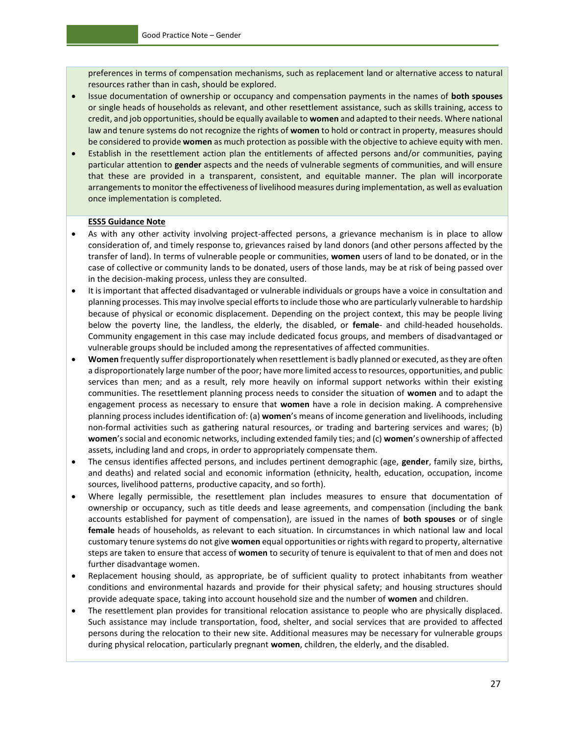preferences in terms of compensation mechanisms, such as replacement land or alternative access to natural resources rather than in cash, should be explored.

- Issue documentation of ownership or occupancy and compensation payments in the names of **both spouses** or single heads of households as relevant, and other resettlement assistance, such as skills training, access to credit, and job opportunities, should be equally available to **women** and adapted to their needs. Where national law and tenure systems do not recognize the rights of **women** to hold or contract in property, measures should be considered to provide **women** as much protection as possible with the objective to achieve equity with men.
- Establish in the resettlement action plan the entitlements of affected persons and/or communities, paying particular attention to **gender** aspects and the needs of vulnerable segments of communities, and will ensure that these are provided in a transparent, consistent, and equitable manner. The plan will incorporate arrangements to monitor the effectiveness of livelihood measures during implementation, as well as evaluation once implementation is completed.

**ESS5 Guidance Note**

- As with any other activity involving project-affected persons, a grievance mechanism is in place to allow consideration of, and timely response to, grievances raised by land donors (and other persons affected by the transfer of land). In terms of vulnerable people or communities, **women** users of land to be donated, or in the case of collective or community lands to be donated, users of those lands, may be at risk of being passed over in the decision-making process, unless they are consulted.
- It is important that affected disadvantaged or vulnerable individuals or groups have a voice in consultation and planning processes. This may involve special efforts to include those who are particularly vulnerable to hardship because of physical or economic displacement. Depending on the project context, this may be people living below the poverty line, the landless, the elderly, the disabled, or **female**- and child-headed households. Community engagement in this case may include dedicated focus groups, and members of disadvantaged or vulnerable groups should be included among the representatives of affected communities.
- **Women** frequently suffer disproportionately when resettlement is badly planned or executed, as they are often a disproportionately large number of the poor; have more limited access to resources, opportunities, and public services than men; and as a result, rely more heavily on informal support networks within their existing communities. The resettlement planning process needs to consider the situation of **women** and to adapt the engagement process as necessary to ensure that **women** have a role in decision making. A comprehensive planning process includes identification of: (a) **women**'s means of income generation and livelihoods, including non-formal activities such as gathering natural resources, or trading and bartering services and wares; (b) **women**'s social and economic networks, including extended family ties; and (c) **women**'s ownership of affected assets, including land and crops, in order to appropriately compensate them.
- The census identifies affected persons, and includes pertinent demographic (age, **gender**, family size, births, and deaths) and related social and economic information (ethnicity, health, education, occupation, income sources, livelihood patterns, productive capacity, and so forth).
- Where legally permissible, the resettlement plan includes measures to ensure that documentation of ownership or occupancy, such as title deeds and lease agreements, and compensation (including the bank accounts established for payment of compensation), are issued in the names of **both spouses** or of single **female** heads of households, as relevant to each situation. In circumstances in which national law and local customary tenure systems do not give **women** equal opportunities or rights with regard to property, alternative steps are taken to ensure that access of **women** to security of tenure is equivalent to that of men and does not further disadvantage women.
- Replacement housing should, as appropriate, be of sufficient quality to protect inhabitants from weather conditions and environmental hazards and provide for their physical safety; and housing structures should provide adequate space, taking into account household size and the number of **women** and children.
- The resettlement plan provides for transitional relocation assistance to people who are physically displaced. Such assistance may include transportation, food, shelter, and social services that are provided to affected persons during the relocation to their new site. Additional measures may be necessary for vulnerable groups during physical relocation, particularly pregnant **women**, children, the elderly, and the disabled.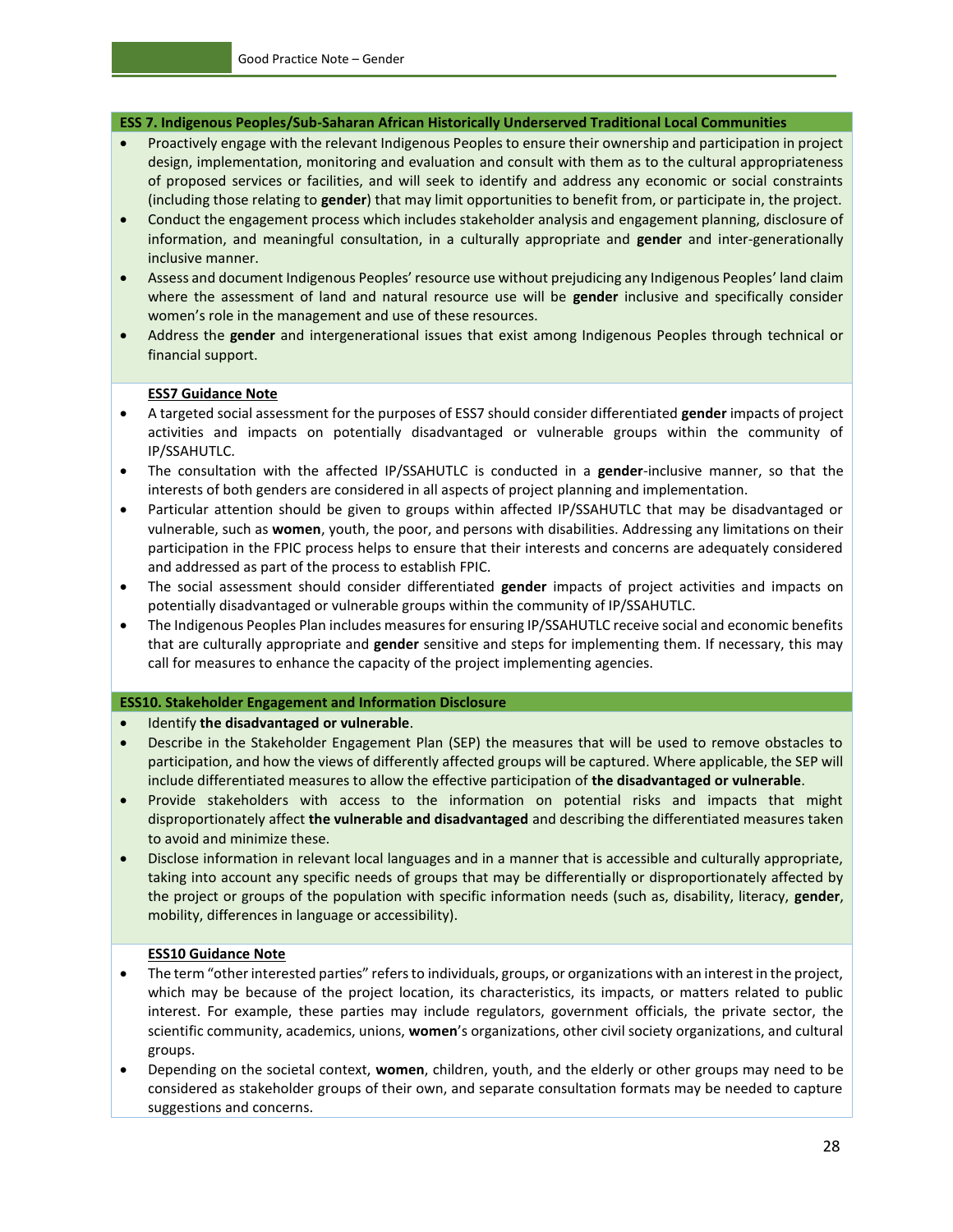**ESS 7. Indigenous Peoples/Sub-Saharan African Historically Underserved Traditional Local Communities**

- Proactively engage with the relevant Indigenous Peoples to ensure their ownership and participation in project design, implementation, monitoring and evaluation and consult with them as to the cultural appropriateness of proposed services or facilities, and will seek to identify and address any economic or social constraints (including those relating to **gender**) that may limit opportunities to benefit from, or participate in, the project.
- Conduct the engagement process which includes stakeholder analysis and engagement planning, disclosure of information, and meaningful consultation, in a culturally appropriate and **gender** and inter-generationally inclusive manner.
- Assess and document Indigenous Peoples' resource use without prejudicing any Indigenous Peoples' land claim where the assessment of land and natural resource use will be **gender** inclusive and specifically consider women's role in the management and use of these resources.
- Address the **gender** and intergenerational issues that exist among Indigenous Peoples through technical or financial support.

**ESS7 Guidance Note**

- A targeted social assessment for the purposes of ESS7 should consider differentiated **gender** impacts of project activities and impacts on potentially disadvantaged or vulnerable groups within the community of IP/SSAHUTLC.
- The consultation with the affected IP/SSAHUTLC is conducted in a **gender**-inclusive manner, so that the interests of both genders are considered in all aspects of project planning and implementation.
- Particular attention should be given to groups within affected IP/SSAHUTLC that may be disadvantaged or vulnerable, such as **women**, youth, the poor, and persons with disabilities. Addressing any limitations on their participation in the FPIC process helps to ensure that their interests and concerns are adequately considered and addressed as part of the process to establish FPIC.
- The social assessment should consider differentiated **gender** impacts of project activities and impacts on potentially disadvantaged or vulnerable groups within the community of IP/SSAHUTLC.
- The Indigenous Peoples Plan includes measures for ensuring IP/SSAHUTLC receive social and economic benefits that are culturally appropriate and **gender** sensitive and steps for implementing them. If necessary, this may call for measures to enhance the capacity of the project implementing agencies.

**ESS10. Stakeholder Engagement and Information Disclosure**

- Identify **the disadvantaged or vulnerable**.
- Describe in the Stakeholder Engagement Plan (SEP) the measures that will be used to remove obstacles to participation, and how the views of differently affected groups will be captured. Where applicable, the SEP will include differentiated measures to allow the effective participation of **the disadvantaged or vulnerable**.
- Provide stakeholders with access to the information on potential risks and impacts that might disproportionately affect **the vulnerable and disadvantaged** and describing the differentiated measures taken to avoid and minimize these.
- Disclose information in relevant local languages and in a manner that is accessible and culturally appropriate, taking into account any specific needs of groups that may be differentially or disproportionately affected by the project or groups of the population with specific information needs (such as, disability, literacy, **gender**, mobility, differences in language or accessibility).

**ESS10 Guidance Note**

- The term "other interested parties" refers to individuals, groups, or organizations with an interest in the project, which may be because of the project location, its characteristics, its impacts, or matters related to public interest. For example, these parties may include regulators, government officials, the private sector, the scientific community, academics, unions, **women**'s organizations, other civil society organizations, and cultural groups.
- Depending on the societal context, **women**, children, youth, and the elderly or other groups may need to be considered as stakeholder groups of their own, and separate consultation formats may be needed to capture suggestions and concerns.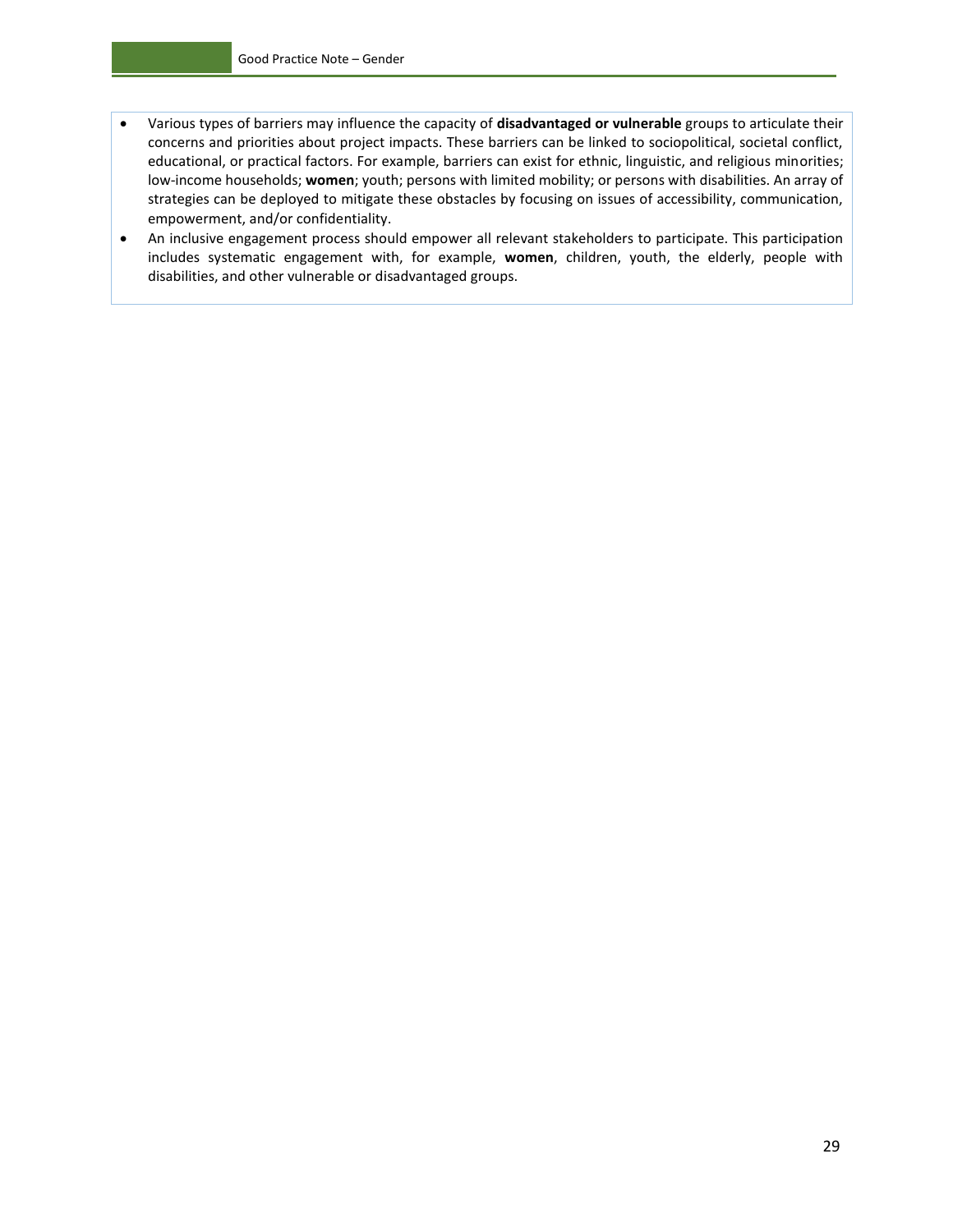- Various types of barriers may influence the capacity of **disadvantaged or vulnerable** groups to articulate their concerns and priorities about project impacts. These barriers can be linked to sociopolitical, societal conflict, educational, or practical factors. For example, barriers can exist for ethnic, linguistic, and religious minorities; low-income households; **women**; youth; persons with limited mobility; or persons with disabilities. An array of strategies can be deployed to mitigate these obstacles by focusing on issues of accessibility, communication, empowerment, and/or confidentiality.
- An inclusive engagement process should empower all relevant stakeholders to participate. This participation includes systematic engagement with, for example, **women**, children, youth, the elderly, people with disabilities, and other vulnerable or disadvantaged groups.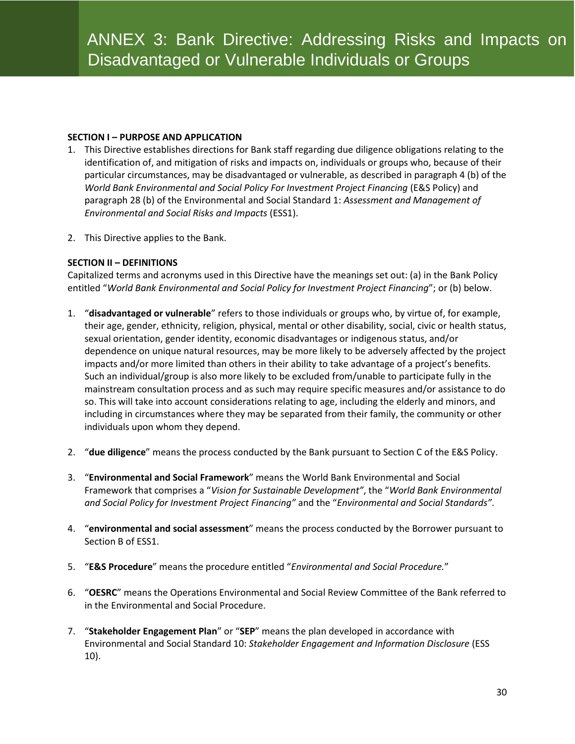# ANNEX 3: Bank Directive: Addressing Risks and Impacts on Disadvantaged or Vulnerable Individuals or Groups

**SECTION I – PURPOSE AND APPLICATION**

1. This Directive establishes directions for Bank staff regarding due diligence obligations relating to the identification of, and mitigation of risks and impacts on, individuals or groups who, because of their particular circumstances, may be disadvantaged or vulnerable, as described in paragraph 4 (b) of the *World Bank Environmental and Social Policy For Investment Project Financing* (E&S Policy) and paragraph 28 (b) of the Environmental and Social Standard 1: *Assessment and Management of Environmental and Social Risks and Impacts* (ESS1).

2. This Directive applies to the Bank.

**SECTION II – DEFINITIONS**

Capitalized terms and acronyms used in this Directive have the meanings set out: (a) in the Bank Policy entitled "*World Bank Environmental and Social Policy for Investment Project Financing*"; or (b) below.

1. "**disadvantaged or vulnerable**" refers to those individuals or groups who, by virtue of, for example, their age, gender, ethnicity, religion, physical, mental or other disability, social, civic or health status, sexual orientation, gender identity, economic disadvantages or indigenous status, and/or dependence on unique natural resources, may be more likely to be adversely affected by the project impacts and/or more limited than others in their ability to take advantage of a project's benefits. Such an individual/group is also more likely to be excluded from/unable to participate fully in the mainstream consultation process and as such may require specific measures and/or assistance to do so. This will take into account considerations relating to age, including the elderly and minors, and including in circumstances where they may be separated from their family, the community or other individuals upon whom they depend.

2. "**due diligence**" means the process conducted by the Bank pursuant to Section C of the E&S Policy.

3. "**Environmental and Social Framework**" means the World Bank Environmental and Social Framework that comprises a "*Vision for Sustainable Development"*, the "*World Bank Environmental and Social Policy for Investment Project Financing"* and the "*Environmental and Social Standards"*.

4. "**environmental and social assessment**" means the process conducted by the Borrower pursuant to Section B of ESS1.

5. "**E&S Procedure**" means the procedure entitled "*Environmental and Social Procedure.*"

6. "**OESRC**" means the Operations Environmental and Social Review Committee of the Bank referred to in the Environmental and Social Procedure.

7. "**Stakeholder Engagement Plan**" or "**SEP**" means the plan developed in accordance with Environmental and Social Standard 10: *Stakeholder Engagement and Information Disclosure* (ESS 10).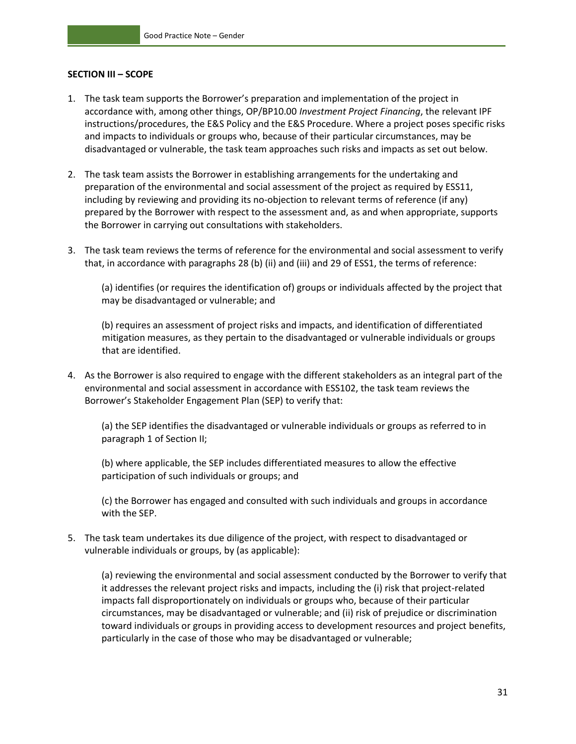**SECTION III – SCOPE**

1. The task team supports the Borrower's preparation and implementation of the project in accordance with, among other things, OP/BP10.00 *Investment Project Financing*, the relevant IPF instructions/procedures, the E&S Policy and the E&S Procedure. Where a project poses specific risks and impacts to individuals or groups who, because of their particular circumstances, may be disadvantaged or vulnerable, the task team approaches such risks and impacts as set out below.

2. The task team assists the Borrower in establishing arrangements for the undertaking and preparation of the environmental and social assessment of the project as required by ESS11, including by reviewing and providing its no-objection to relevant terms of reference (if any) prepared by the Borrower with respect to the assessment and, as and when appropriate, supports the Borrower in carrying out consultations with stakeholders.

3. The task team reviews the terms of reference for the environmental and social assessment to verify that, in accordance with paragraphs 28 (b) (ii) and (iii) and 29 of ESS1, the terms of reference:

   (a) identifies (or requires the identification of) groups or individuals affected by the project that may be disadvantaged or vulnerable; and

   (b) requires an assessment of project risks and impacts, and identification of differentiated mitigation measures, as they pertain to the disadvantaged or vulnerable individuals or groups that are identified.

4. As the Borrower is also required to engage with the different stakeholders as an integral part of the environmental and social assessment in accordance with ESS102, the task team reviews the Borrower's Stakeholder Engagement Plan (SEP) to verify that:

   (a) the SEP identifies the disadvantaged or vulnerable individuals or groups as referred to in paragraph 1 of Section II;

   (b) where applicable, the SEP includes differentiated measures to allow the effective participation of such individuals or groups; and

   (c) the Borrower has engaged and consulted with such individuals and groups in accordance with the SEP.

5. The task team undertakes its due diligence of the project, with respect to disadvantaged or vulnerable individuals or groups, by (as applicable):

   (a) reviewing the environmental and social assessment conducted by the Borrower to verify that it addresses the relevant project risks and impacts, including the (i) risk that project-related impacts fall disproportionately on individuals or groups who, because of their particular circumstances, may be disadvantaged or vulnerable; and (ii) risk of prejudice or discrimination toward individuals or groups in providing access to development resources and project benefits, particularly in the case of those who may be disadvantaged or vulnerable;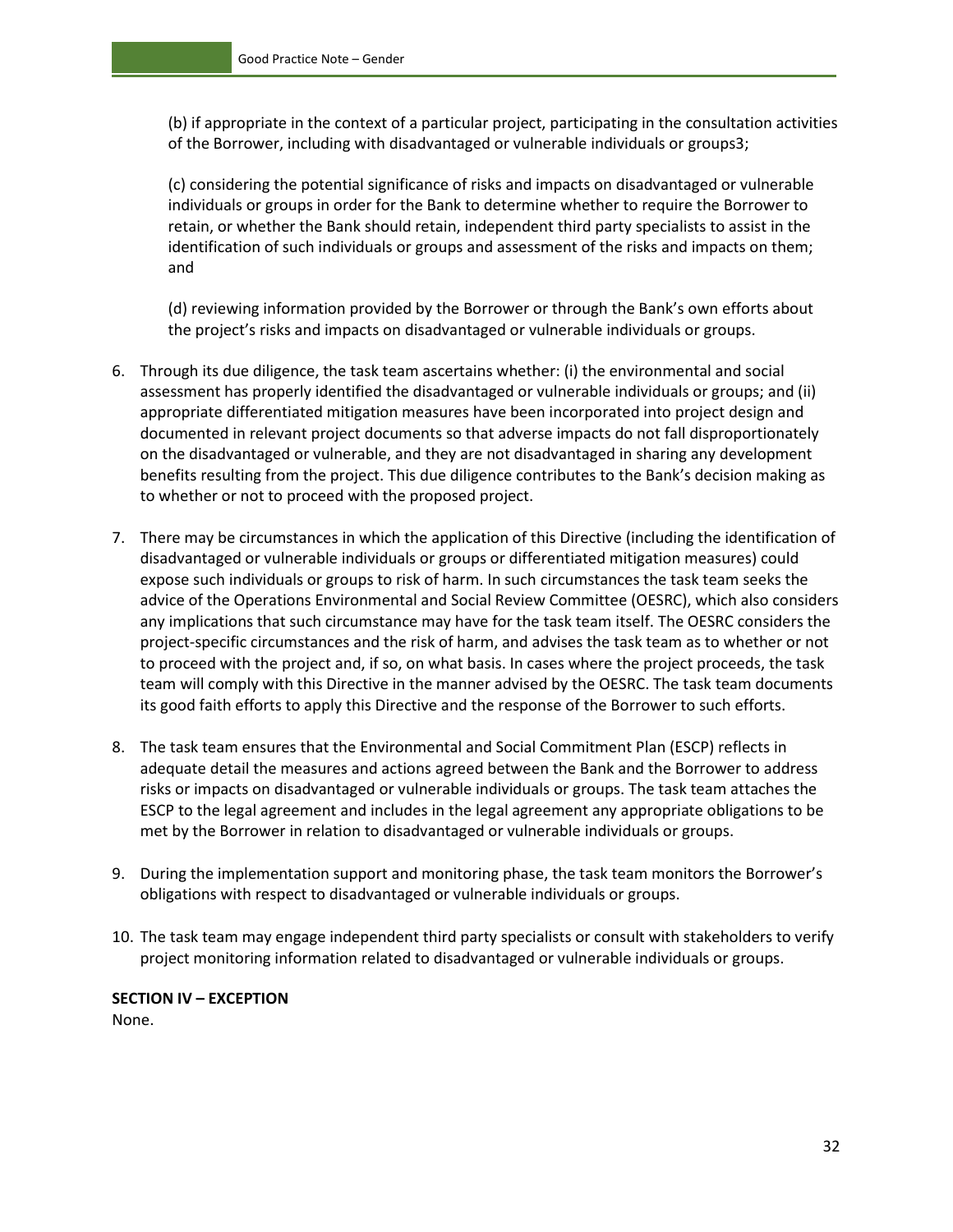(b) if appropriate in the context of a particular project, participating in the consultation activities of the Borrower, including with disadvantaged or vulnerable individuals or groups3;

(c) considering the potential significance of risks and impacts on disadvantaged or vulnerable individuals or groups in order for the Bank to determine whether to require the Borrower to retain, or whether the Bank should retain, independent third party specialists to assist in the identification of such individuals or groups and assessment of the risks and impacts on them; and

(d) reviewing information provided by the Borrower or through the Bank's own efforts about the project's risks and impacts on disadvantaged or vulnerable individuals or groups.

6. Through its due diligence, the task team ascertains whether: (i) the environmental and social assessment has properly identified the disadvantaged or vulnerable individuals or groups; and (ii) appropriate differentiated mitigation measures have been incorporated into project design and documented in relevant project documents so that adverse impacts do not fall disproportionately on the disadvantaged or vulnerable, and they are not disadvantaged in sharing any development benefits resulting from the project. This due diligence contributes to the Bank's decision making as to whether or not to proceed with the proposed project.

7. There may be circumstances in which the application of this Directive (including the identification of disadvantaged or vulnerable individuals or groups or differentiated mitigation measures) could expose such individuals or groups to risk of harm. In such circumstances the task team seeks the advice of the Operations Environmental and Social Review Committee (OESRC), which also considers any implications that such circumstance may have for the task team itself. The OESRC considers the project-specific circumstances and the risk of harm, and advises the task team as to whether or not to proceed with the project and, if so, on what basis. In cases where the project proceeds, the task team will comply with this Directive in the manner advised by the OESRC. The task team documents its good faith efforts to apply this Directive and the response of the Borrower to such efforts.

8. The task team ensures that the Environmental and Social Commitment Plan (ESCP) reflects in adequate detail the measures and actions agreed between the Bank and the Borrower to address risks or impacts on disadvantaged or vulnerable individuals or groups. The task team attaches the ESCP to the legal agreement and includes in the legal agreement any appropriate obligations to be met by the Borrower in relation to disadvantaged or vulnerable individuals or groups.

9. During the implementation support and monitoring phase, the task team monitors the Borrower's obligations with respect to disadvantaged or vulnerable individuals or groups.

10. The task team may engage independent third party specialists or consult with stakeholders to verify project monitoring information related to disadvantaged or vulnerable individuals or groups.

**SECTION IV – EXCEPTION**

None.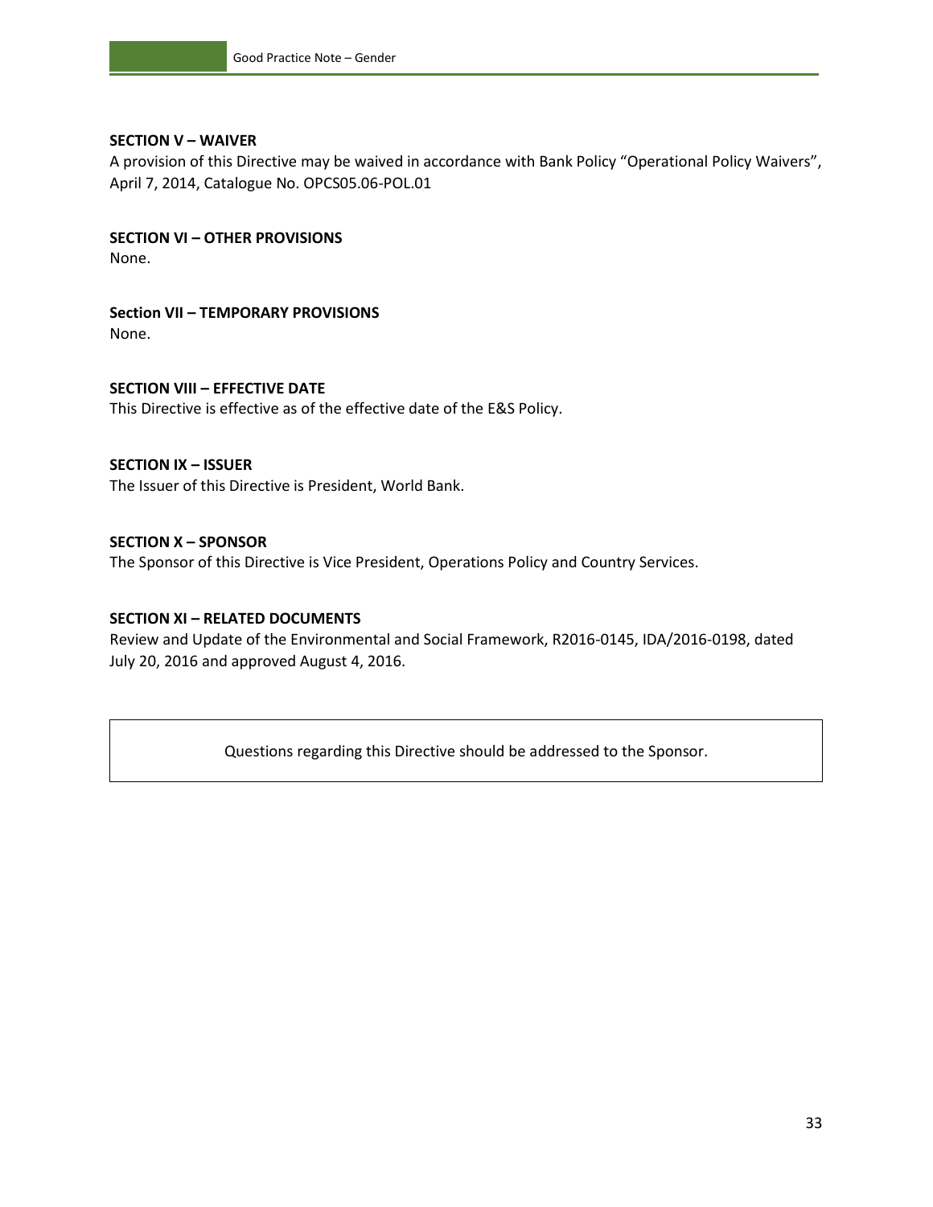**SECTION V – WAIVER**

A provision of this Directive may be waived in accordance with Bank Policy "Operational Policy Waivers", April 7, 2014, Catalogue No. OPCS05.06-POL.01

**SECTION VI – OTHER PROVISIONS**

None.

**Section VII – TEMPORARY PROVISIONS**

None.

**SECTION VIII – EFFECTIVE DATE**

This Directive is effective as of the effective date of the E&S Policy.

**SECTION IX – ISSUER**

The Issuer of this Directive is President, World Bank.

**SECTION X – SPONSOR**

The Sponsor of this Directive is Vice President, Operations Policy and Country Services.

**SECTION XI – RELATED DOCUMENTS**

Review and Update of the Environmental and Social Framework, R2016-0145, IDA/2016-0198, dated July 20, 2016 and approved August 4, 2016.

Questions regarding this Directive should be addressed to the Sponsor.